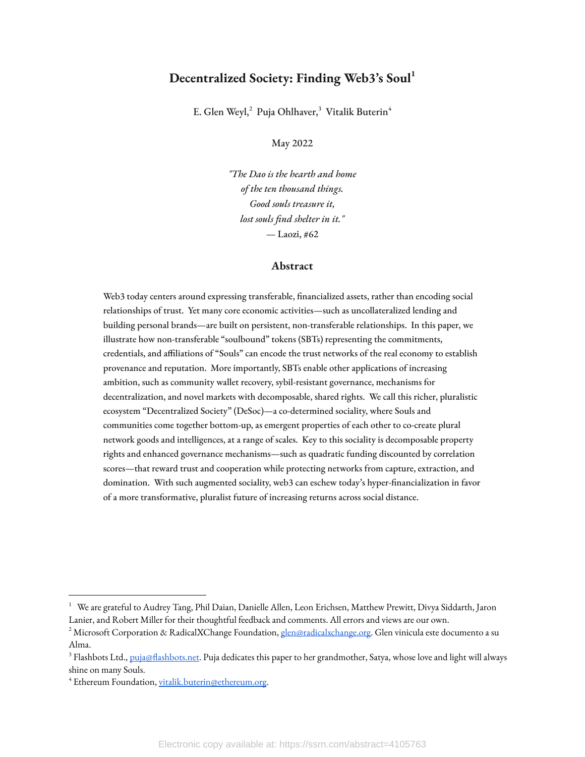# Decentralized Society: Finding Web3's Soul[1]

E. Glen Weyl,[2] Puja Ohlhaver,[3] Vitalik Buterin[4]

May 2022

*"The Dao is the hearth and home*
*of the ten thousand things.*
*Good souls treasure it,*
*lost souls find shelter in it."*
— Laozi, #62

## Abstract

Web3 today centers around expressing transferable, financialized assets, rather than encoding social relationships of trust. Yet many core economic activities—such as uncollateralized lending and building personal brands—are built on persistent, non-transferable relationships. In this paper, we illustrate how non-transferable "soulbound" tokens (SBTs) representing the commitments, credentials, and affiliations of "Souls" can encode the trust networks of the real economy to establish provenance and reputation. More importantly, SBTs enable other applications of increasing ambition, such as community wallet recovery, sybil-resistant governance, mechanisms for decentralization, and novel markets with decomposable, shared rights. We call this richer, pluralistic ecosystem "Decentralized Society" (DeSoc)—a co-determined sociality, where Souls and communities come together bottom-up, as emergent properties of each other to co-create plural network goods and intelligences, at a range of scales. Key to this sociality is decomposable property rights and enhanced governance mechanisms—such as quadratic funding discounted by correlation scores—that reward trust and cooperation while protecting networks from capture, extraction, and domination. With such augmented sociality, web3 can eschew today's hyper-financialization in favor of a more transformative, pluralist future of increasing returns across social distance.

---

[1] We are grateful to Audrey Tang, Phil Daian, Danielle Allen, Leon Erichsen, Matthew Prewitt, Divya Siddarth, Jaron Lanier, and Robert Miller for their thoughtful feedback and comments. All errors and views are our own.

[2] Microsoft Corporation & RadicalXChange Foundation, glen@radicalxchange.org. Glen vinicula este documento a su Alma.

[3] Flashbots Ltd., puja@flashbots.net. Puja dedicates this paper to her grandmother, Satya, whose love and light will always shine on many Souls.

[4] Ethereum Foundation, vitalik.buterin@ethereum.org.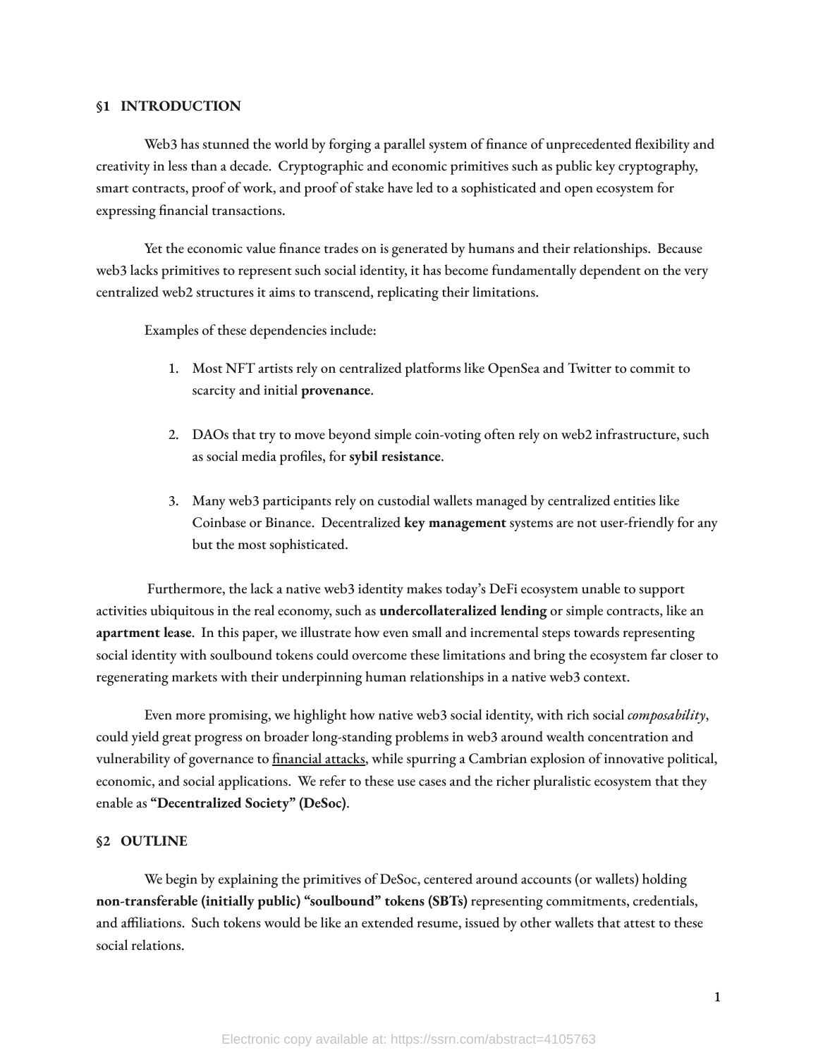## §1 INTRODUCTION

Web3 has stunned the world by forging a parallel system of finance of unprecedented flexibility and creativity in less than a decade. Cryptographic and economic primitives such as public key cryptography, smart contracts, proof of work, and proof of stake have led to a sophisticated and open ecosystem for expressing financial transactions.

Yet the economic value finance trades on is generated by humans and their relationships. Because web3 lacks primitives to represent such social identity, it has become fundamentally dependent on the very centralized web2 structures it aims to transcend, replicating their limitations.

Examples of these dependencies include:

1. Most NFT artists rely on centralized platforms like OpenSea and Twitter to commit to scarcity and initial **provenance**.

2. DAOs that try to move beyond simple coin-voting often rely on web2 infrastructure, such as social media profiles, for **sybil resistance**.

3. Many web3 participants rely on custodial wallets managed by centralized entities like Coinbase or Binance. Decentralized **key management** systems are not user-friendly for any but the most sophisticated.

Furthermore, the lack a native web3 identity makes today's DeFi ecosystem unable to support activities ubiquitous in the real economy, such as **undercollateralized lending** or simple contracts, like an **apartment lease**. In this paper, we illustrate how even small and incremental steps towards representing social identity with soulbound tokens could overcome these limitations and bring the ecosystem far closer to regenerating markets with their underpinning human relationships in a native web3 context.

Even more promising, we highlight how native web3 social identity, with rich social *composability*, could yield great progress on broader long-standing problems in web3 around wealth concentration and vulnerability of governance to financial attacks, while spurring a Cambrian explosion of innovative political, economic, and social applications. We refer to these use cases and the richer pluralistic ecosystem that they enable as **"Decentralized Society" (DeSoc)**.

## §2 OUTLINE

We begin by explaining the primitives of DeSoc, centered around accounts (or wallets) holding **non-transferable (initially public) "soulbound" tokens (SBTs)** representing commitments, credentials, and affiliations. Such tokens would be like an extended resume, issued by other wallets that attest to these social relations.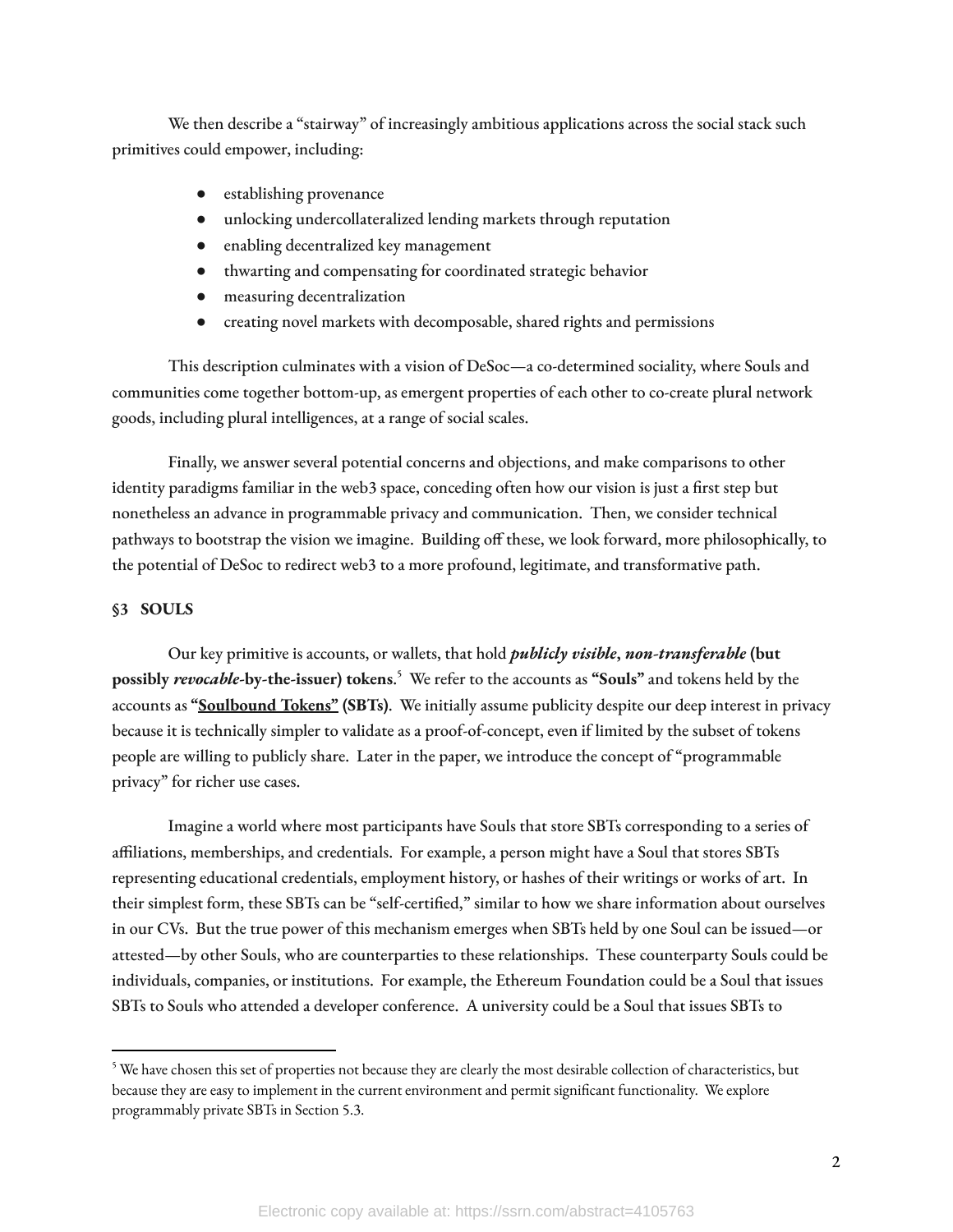We then describe a "stairway" of increasingly ambitious applications across the social stack such primitives could empower, including:

- establishing provenance
- unlocking undercollateralized lending markets through reputation
- enabling decentralized key management
- thwarting and compensating for coordinated strategic behavior
- measuring decentralization
- creating novel markets with decomposable, shared rights and permissions

This description culminates with a vision of DeSoc—a co-determined sociality, where Souls and communities come together bottom-up, as emergent properties of each other to co-create plural network goods, including plural intelligences, at a range of social scales.

Finally, we answer several potential concerns and objections, and make comparisons to other identity paradigms familiar in the web3 space, conceding often how our vision is just a first step but nonetheless an advance in programmable privacy and communication. Then, we consider technical pathways to bootstrap the vision we imagine. Building off these, we look forward, more philosophically, to the potential of DeSoc to redirect web3 to a more profound, legitimate, and transformative path.

## §3 SOULS

Our key primitive is accounts, or wallets, that hold ***publicly visible***, ***non-transferable*** **(but possibly *revocable*-by-the-issuer) tokens**.[5] We refer to the accounts as **"Souls"** and tokens held by the accounts as **"Soulbound Tokens" (SBTs)**. We initially assume publicity despite our deep interest in privacy because it is technically simpler to validate as a proof-of-concept, even if limited by the subset of tokens people are willing to publicly share. Later in the paper, we introduce the concept of "programmable privacy" for richer use cases.

Imagine a world where most participants have Souls that store SBTs corresponding to a series of affiliations, memberships, and credentials. For example, a person might have a Soul that stores SBTs representing educational credentials, employment history, or hashes of their writings or works of art. In their simplest form, these SBTs can be "self-certified," similar to how we share information about ourselves in our CVs. But the true power of this mechanism emerges when SBTs held by one Soul can be issued—or attested—by other Souls, who are counterparties to these relationships. These counterparty Souls could be individuals, companies, or institutions. For example, the Ethereum Foundation could be a Soul that issues SBTs to Souls who attended a developer conference. A university could be a Soul that issues SBTs to

[5] We have chosen this set of properties not because they are clearly the most desirable collection of characteristics, but because they are easy to implement in the current environment and permit significant functionality. We explore programmably private SBTs in Section 5.3.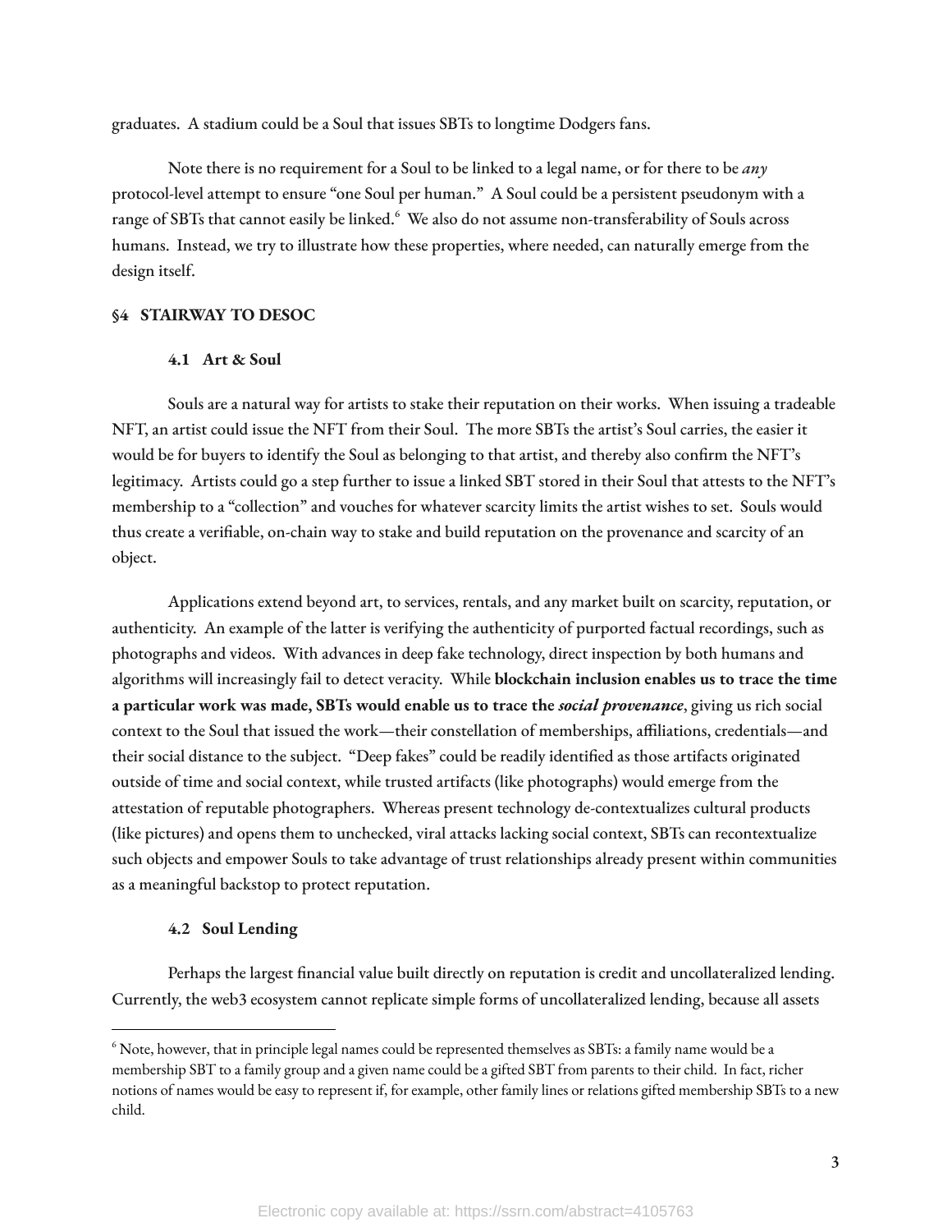graduates. A stadium could be a Soul that issues SBTs to longtime Dodgers fans.

Note there is no requirement for a Soul to be linked to a legal name, or for there to be *any* protocol-level attempt to ensure "one Soul per human." A Soul could be a persistent pseudonym with a range of SBTs that cannot easily be linked.[6] We also do not assume non-transferability of Souls across humans. Instead, we try to illustrate how these properties, where needed, can naturally emerge from the design itself.

## §4 STAIRWAY TO DESOC

### 4.1 Art & Soul

Souls are a natural way for artists to stake their reputation on their works. When issuing a tradeable NFT, an artist could issue the NFT from their Soul. The more SBTs the artist's Soul carries, the easier it would be for buyers to identify the Soul as belonging to that artist, and thereby also confirm the NFT's legitimacy. Artists could go a step further to issue a linked SBT stored in their Soul that attests to the NFT's membership to a "collection" and vouches for whatever scarcity limits the artist wishes to set. Souls would thus create a verifiable, on-chain way to stake and build reputation on the provenance and scarcity of an object.

Applications extend beyond art, to services, rentals, and any market built on scarcity, reputation, or authenticity. An example of the latter is verifying the authenticity of purported factual recordings, such as photographs and videos. With advances in deep fake technology, direct inspection by both humans and algorithms will increasingly fail to detect veracity. While **blockchain inclusion enables us to trace the time a particular work was made, SBTs would enable us to trace the *social provenance***, giving us rich social context to the Soul that issued the work—their constellation of memberships, affiliations, credentials—and their social distance to the subject. "Deep fakes" could be readily identified as those artifacts originated outside of time and social context, while trusted artifacts (like photographs) would emerge from the attestation of reputable photographers. Whereas present technology de-contextualizes cultural products (like pictures) and opens them to unchecked, viral attacks lacking social context, SBTs can recontextualize such objects and empower Souls to take advantage of trust relationships already present within communities as a meaningful backstop to protect reputation.

### 4.2 Soul Lending

Perhaps the largest financial value built directly on reputation is credit and uncollateralized lending. Currently, the web3 ecosystem cannot replicate simple forms of uncollateralized lending, because all assets

---

[6] Note, however, that in principle legal names could be represented themselves as SBTs: a family name would be a membership SBT to a family group and a given name could be a gifted SBT from parents to their child. In fact, richer notions of names would be easy to represent if, for example, other family lines or relations gifted membership SBTs to a new child.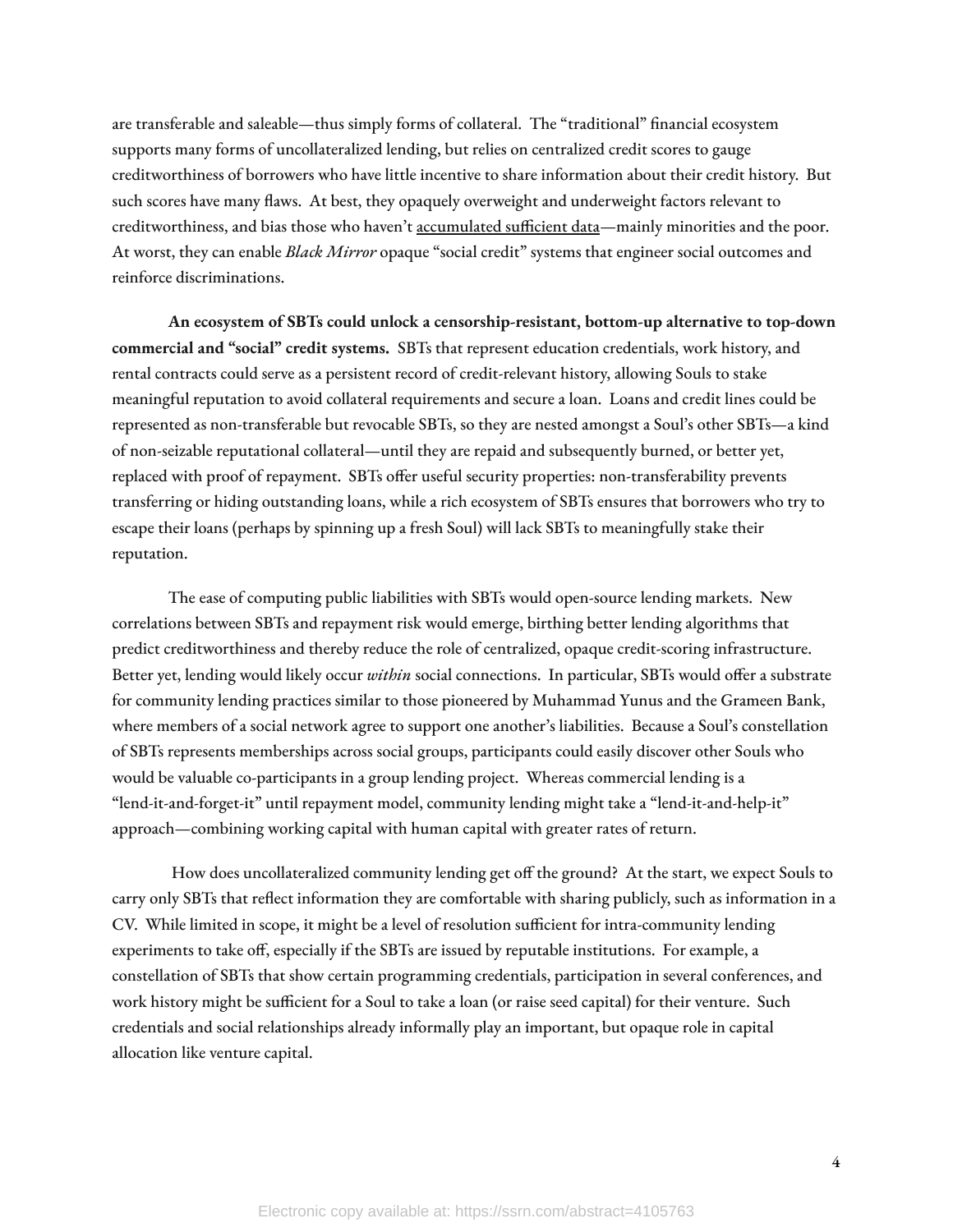are transferable and saleable—thus simply forms of collateral. The "traditional" financial ecosystem supports many forms of uncollateralized lending, but relies on centralized credit scores to gauge creditworthiness of borrowers who have little incentive to share information about their credit history. But such scores have many flaws. At best, they opaquely overweight and underweight factors relevant to creditworthiness, and bias those who haven't accumulated sufficient data—mainly minorities and the poor. At worst, they can enable *Black Mirror* opaque "social credit" systems that engineer social outcomes and reinforce discriminations.

**An ecosystem of SBTs could unlock a censorship-resistant, bottom-up alternative to top-down commercial and "social" credit systems.** SBTs that represent education credentials, work history, and rental contracts could serve as a persistent record of credit-relevant history, allowing Souls to stake meaningful reputation to avoid collateral requirements and secure a loan. Loans and credit lines could be represented as non-transferable but revocable SBTs, so they are nested amongst a Soul's other SBTs—a kind of non-seizable reputational collateral—until they are repaid and subsequently burned, or better yet, replaced with proof of repayment. SBTs offer useful security properties: non-transferability prevents transferring or hiding outstanding loans, while a rich ecosystem of SBTs ensures that borrowers who try to escape their loans (perhaps by spinning up a fresh Soul) will lack SBTs to meaningfully stake their reputation.

The ease of computing public liabilities with SBTs would open-source lending markets. New correlations between SBTs and repayment risk would emerge, birthing better lending algorithms that predict creditworthiness and thereby reduce the role of centralized, opaque credit-scoring infrastructure. Better yet, lending would likely occur *within* social connections. In particular, SBTs would offer a substrate for community lending practices similar to those pioneered by Muhammad Yunus and the Grameen Bank, where members of a social network agree to support one another's liabilities. Because a Soul's constellation of SBTs represents memberships across social groups, participants could easily discover other Souls who would be valuable co-participants in a group lending project. Whereas commercial lending is a "lend-it-and-forget-it" until repayment model, community lending might take a "lend-it-and-help-it" approach—combining working capital with human capital with greater rates of return.

How does uncollateralized community lending get off the ground? At the start, we expect Souls to carry only SBTs that reflect information they are comfortable with sharing publicly, such as information in a CV. While limited in scope, it might be a level of resolution sufficient for intra-community lending experiments to take off, especially if the SBTs are issued by reputable institutions. For example, a constellation of SBTs that show certain programming credentials, participation in several conferences, and work history might be sufficient for a Soul to take a loan (or raise seed capital) for their venture. Such credentials and social relationships already informally play an important, but opaque role in capital allocation like venture capital.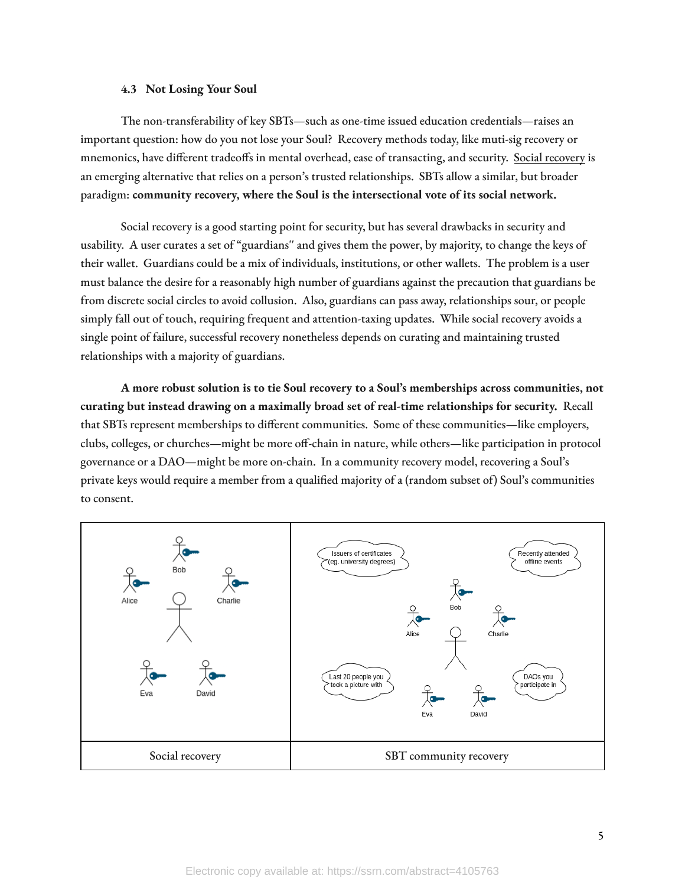### 4.3 Not Losing Your Soul

The non-transferability of key SBTs—such as one-time issued education credentials—raises an important question: how do you not lose your Soul? Recovery methods today, like muti-sig recovery or mnemonics, have different tradeoffs in mental overhead, ease of transacting, and security. Social recovery is an emerging alternative that relies on a person's trusted relationships. SBTs allow a similar, but broader paradigm: **community recovery, where the Soul is the intersectional vote of its social network.**

Social recovery is a good starting point for security, but has several drawbacks in security and usability. A user curates a set of "guardians" and gives them the power, by majority, to change the keys of their wallet. Guardians could be a mix of individuals, institutions, or other wallets. The problem is a user must balance the desire for a reasonably high number of guardians against the precaution that guardians be from discrete social circles to avoid collusion. Also, guardians can pass away, relationships sour, or people simply fall out of touch, requiring frequent and attention-taxing updates. While social recovery avoids a single point of failure, successful recovery nonetheless depends on curating and maintaining trusted relationships with a majority of guardians.

**A more robust solution is to tie Soul recovery to a Soul's memberships across communities, not curating but instead drawing on a maximally broad set of real-time relationships for security.** Recall that SBTs represent memberships to different communities. Some of these communities—like employers, clubs, colleges, or churches—might be more off-chain in nature, while others—like participation in protocol governance or a DAO—might be more on-chain. In a community recovery model, recovering a Soul's private keys would require a member from a qualified majority of a (random subset of) Soul's communities to consent.

| Social recovery | SBT community recovery |
| --- | --- |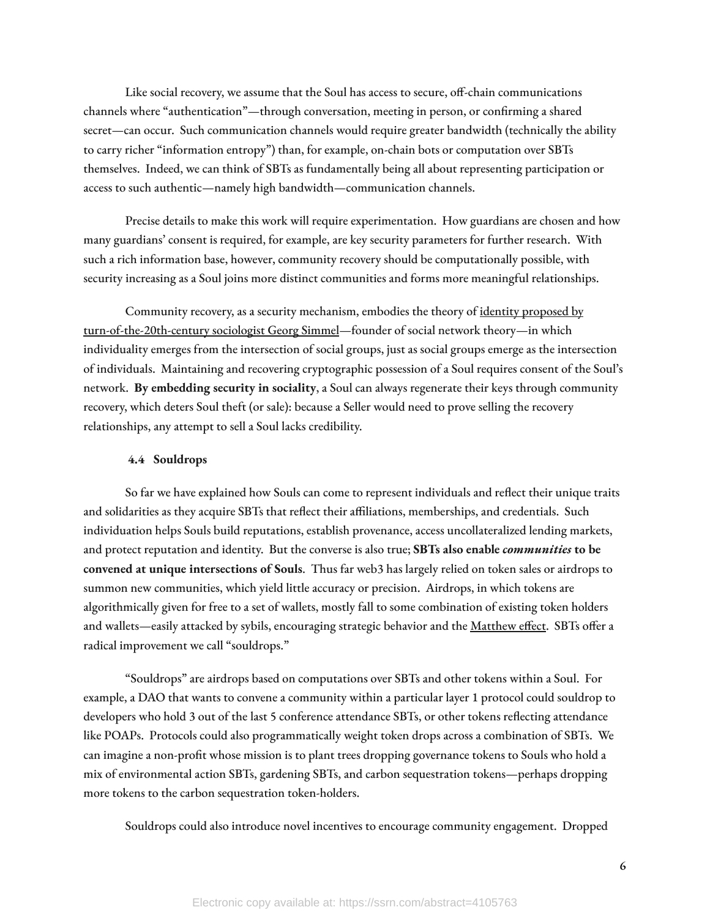Like social recovery, we assume that the Soul has access to secure, off-chain communications channels where "authentication"—through conversation, meeting in person, or confirming a shared secret—can occur. Such communication channels would require greater bandwidth (technically the ability to carry richer "information entropy") than, for example, on-chain bots or computation over SBTs themselves. Indeed, we can think of SBTs as fundamentally being all about representing participation or access to such authentic—namely high bandwidth—communication channels.

Precise details to make this work will require experimentation. How guardians are chosen and how many guardians' consent is required, for example, are key security parameters for further research. With such a rich information base, however, community recovery should be computationally possible, with security increasing as a Soul joins more distinct communities and forms more meaningful relationships.

Community recovery, as a security mechanism, embodies the theory of identity proposed by turn-of-the-20th-century sociologist Georg Simmel—founder of social network theory—in which individuality emerges from the intersection of social groups, just as social groups emerge as the intersection of individuals. Maintaining and recovering cryptographic possession of a Soul requires consent of the Soul's network. **By embedding security in sociality**, a Soul can always regenerate their keys through community recovery, which deters Soul theft (or sale): because a Seller would need to prove selling the recovery relationships, any attempt to sell a Soul lacks credibility.

### 4.4 Souldrops

So far we have explained how Souls can come to represent individuals and reflect their unique traits and solidarities as they acquire SBTs that reflect their affiliations, memberships, and credentials. Such individuation helps Souls build reputations, establish provenance, access uncollateralized lending markets, and protect reputation and identity. But the converse is also true; **SBTs also enable *communities* to be convened at unique intersections of Souls**. Thus far web3 has largely relied on token sales or airdrops to summon new communities, which yield little accuracy or precision. Airdrops, in which tokens are algorithmically given for free to a set of wallets, mostly fall to some combination of existing token holders and wallets—easily attacked by sybils, encouraging strategic behavior and the Matthew effect. SBTs offer a radical improvement we call "souldrops."

"Souldrops" are airdrops based on computations over SBTs and other tokens within a Soul. For example, a DAO that wants to convene a community within a particular layer 1 protocol could souldrop to developers who hold 3 out of the last 5 conference attendance SBTs, or other tokens reflecting attendance like POAPs. Protocols could also programmatically weight token drops across a combination of SBTs. We can imagine a non-profit whose mission is to plant trees dropping governance tokens to Souls who hold a mix of environmental action SBTs, gardening SBTs, and carbon sequestration tokens—perhaps dropping more tokens to the carbon sequestration token-holders.

Souldrops could also introduce novel incentives to encourage community engagement. Dropped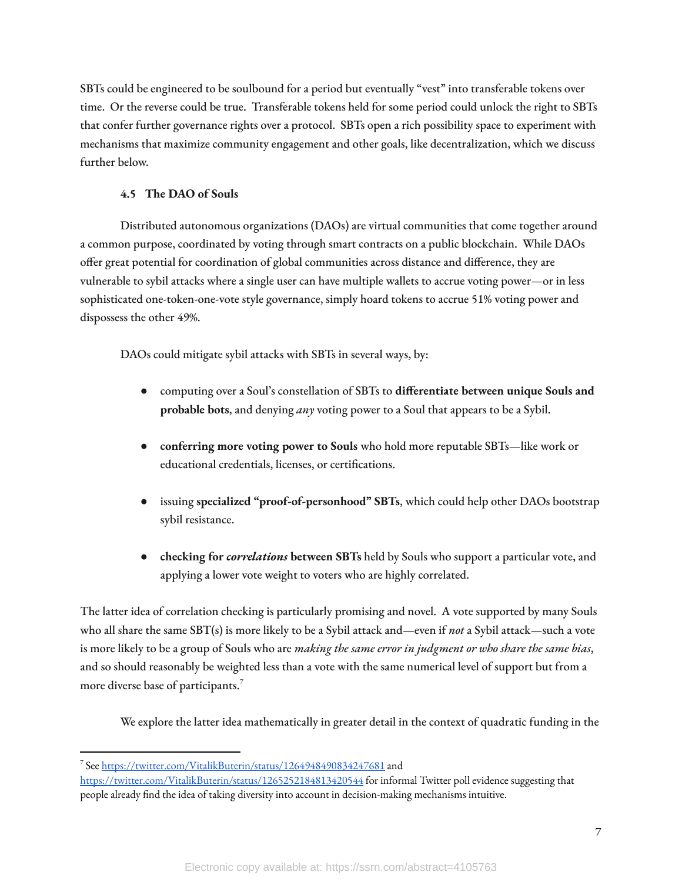SBTs could be engineered to be soulbound for a period but eventually "vest" into transferable tokens over time. Or the reverse could be true. Transferable tokens held for some period could unlock the right to SBTs that confer further governance rights over a protocol. SBTs open a rich possibility space to experiment with mechanisms that maximize community engagement and other goals, like decentralization, which we discuss further below.

### 4.5 The DAO of Souls

Distributed autonomous organizations (DAOs) are virtual communities that come together around a common purpose, coordinated by voting through smart contracts on a public blockchain. While DAOs offer great potential for coordination of global communities across distance and difference, they are vulnerable to sybil attacks where a single user can have multiple wallets to accrue voting power—or in less sophisticated one-token-one-vote style governance, simply hoard tokens to accrue 51% voting power and dispossess the other 49%.

DAOs could mitigate sybil attacks with SBTs in several ways, by:

- computing over a Soul's constellation of SBTs to **differentiate between unique Souls and probable bots**, and denying *any* voting power to a Soul that appears to be a Sybil.
- **conferring more voting power to Souls** who hold more reputable SBTs—like work or educational credentials, licenses, or certifications.
- issuing **specialized "proof-of-personhood" SBTs**, which could help other DAOs bootstrap sybil resistance.
- **checking for *correlations* between SBTs** held by Souls who support a particular vote, and applying a lower vote weight to voters who are highly correlated.

The latter idea of correlation checking is particularly promising and novel. A vote supported by many Souls who all share the same SBT(s) is more likely to be a Sybil attack and—even if *not* a Sybil attack—such a vote is more likely to be a group of Souls who are *making the same error in judgment or who share the same bias*, and so should reasonably be weighted less than a vote with the same numerical level of support but from a more diverse base of participants.[7]

We explore the latter idea mathematically in greater detail in the context of quadratic funding in the

[7] See https://twitter.com/VitalikButerin/status/1264948490834247681 and https://twitter.com/VitalikButerin/status/1265252184813420544 for informal Twitter poll evidence suggesting that people already find the idea of taking diversity into account in decision-making mechanisms intuitive.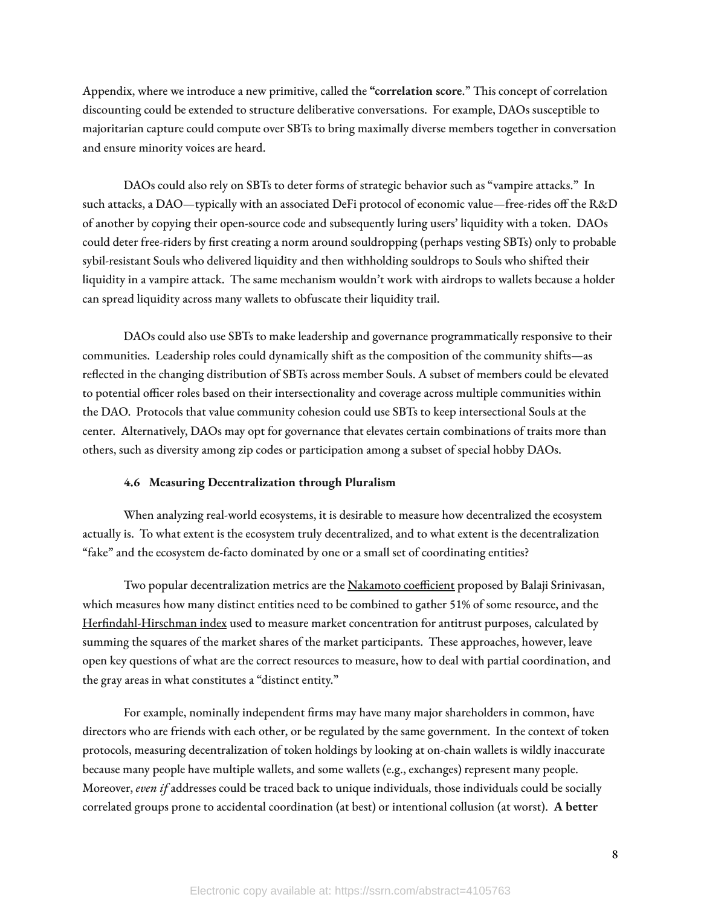Appendix, where we introduce a new primitive, called the **"correlation score**." This concept of correlation discounting could be extended to structure deliberative conversations. For example, DAOs susceptible to majoritarian capture could compute over SBTs to bring maximally diverse members together in conversation and ensure minority voices are heard.

DAOs could also rely on SBTs to deter forms of strategic behavior such as "vampire attacks." In such attacks, a DAO—typically with an associated DeFi protocol of economic value—free-rides off the R&D of another by copying their open-source code and subsequently luring users' liquidity with a token. DAOs could deter free-riders by first creating a norm around souldropping (perhaps vesting SBTs) only to probable sybil-resistant Souls who delivered liquidity and then withholding souldrops to Souls who shifted their liquidity in a vampire attack. The same mechanism wouldn't work with airdrops to wallets because a holder can spread liquidity across many wallets to obfuscate their liquidity trail.

DAOs could also use SBTs to make leadership and governance programmatically responsive to their communities. Leadership roles could dynamically shift as the composition of the community shifts—as reflected in the changing distribution of SBTs across member Souls. A subset of members could be elevated to potential officer roles based on their intersectionality and coverage across multiple communities within the DAO. Protocols that value community cohesion could use SBTs to keep intersectional Souls at the center. Alternatively, DAOs may opt for governance that elevates certain combinations of traits more than others, such as diversity among zip codes or participation among a subset of special hobby DAOs.

### 4.6 Measuring Decentralization through Pluralism

When analyzing real-world ecosystems, it is desirable to measure how decentralized the ecosystem actually is. To what extent is the ecosystem truly decentralized, and to what extent is the decentralization "fake" and the ecosystem de-facto dominated by one or a small set of coordinating entities?

Two popular decentralization metrics are the Nakamoto coefficient proposed by Balaji Srinivasan, which measures how many distinct entities need to be combined to gather 51% of some resource, and the Herfindahl-Hirschman index used to measure market concentration for antitrust purposes, calculated by summing the squares of the market shares of the market participants. These approaches, however, leave open key questions of what are the correct resources to measure, how to deal with partial coordination, and the gray areas in what constitutes a "distinct entity."

For example, nominally independent firms may have many major shareholders in common, have directors who are friends with each other, or be regulated by the same government. In the context of token protocols, measuring decentralization of token holdings by looking at on-chain wallets is wildly inaccurate because many people have multiple wallets, and some wallets (e.g., exchanges) represent many people. Moreover, *even if* addresses could be traced back to unique individuals, those individuals could be socially correlated groups prone to accidental coordination (at best) or intentional collusion (at worst). **A better**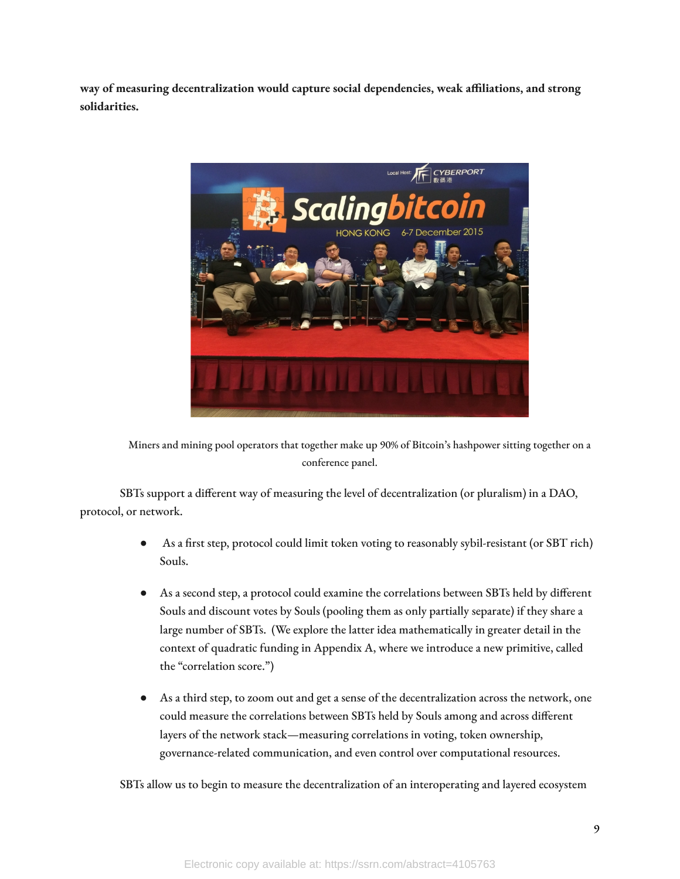**way of measuring decentralization would capture social dependencies, weak affiliations, and strong solidarities.**

Miners and mining pool operators that together make up 90% of Bitcoin's hashpower sitting together on a conference panel.

SBTs support a different way of measuring the level of decentralization (or pluralism) in a DAO, protocol, or network.

- As a first step, protocol could limit token voting to reasonably sybil-resistant (or SBT rich) Souls.
- As a second step, a protocol could examine the correlations between SBTs held by different Souls and discount votes by Souls (pooling them as only partially separate) if they share a large number of SBTs. (We explore the latter idea mathematically in greater detail in the context of quadratic funding in Appendix A, where we introduce a new primitive, called the "correlation score.")
- As a third step, to zoom out and get a sense of the decentralization across the network, one could measure the correlations between SBTs held by Souls among and across different layers of the network stack—measuring correlations in voting, token ownership, governance-related communication, and even control over computational resources.

SBTs allow us to begin to measure the decentralization of an interoperating and layered ecosystem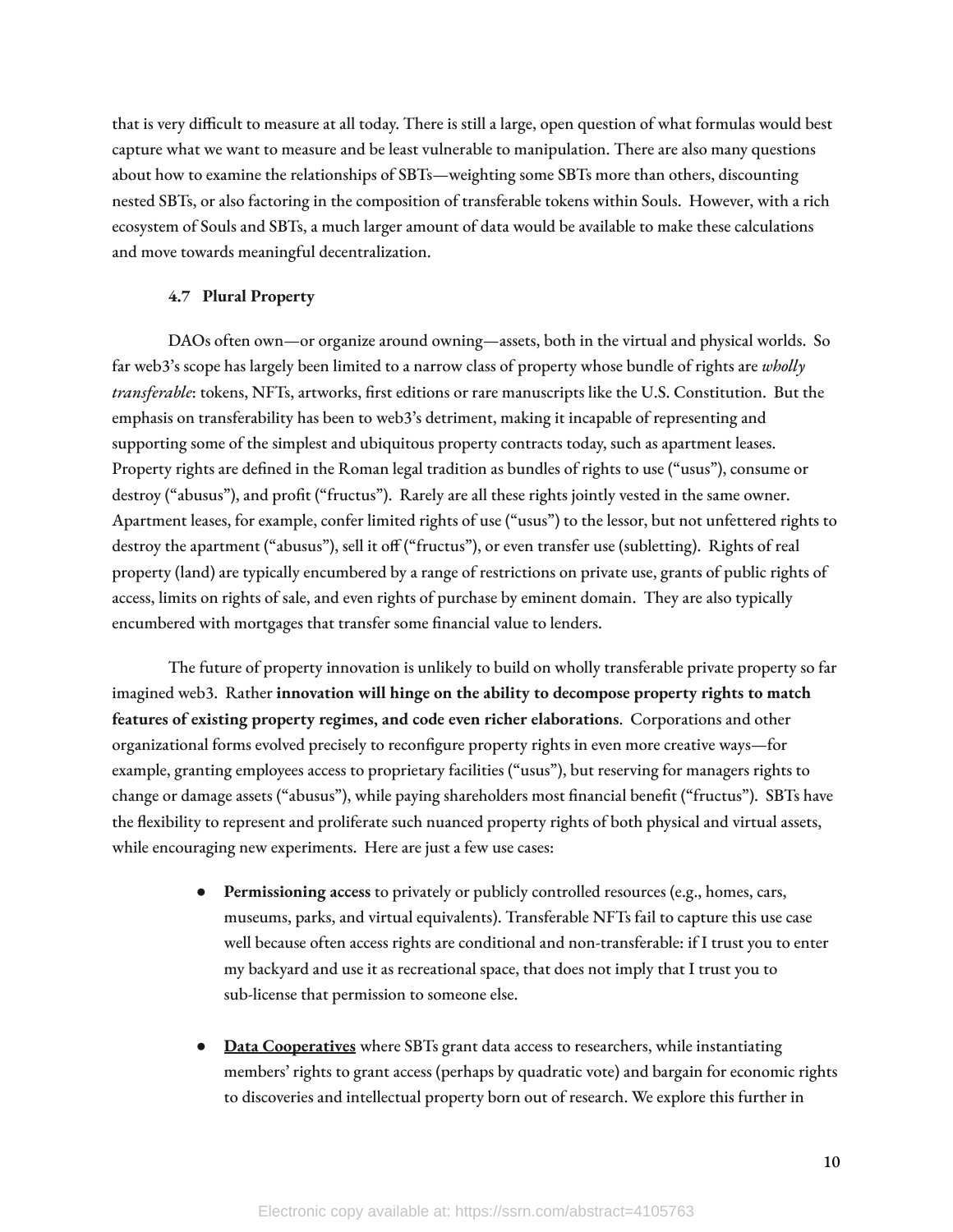that is very difficult to measure at all today. There is still a large, open question of what formulas would best capture what we want to measure and be least vulnerable to manipulation. There are also many questions about how to examine the relationships of SBTs—weighting some SBTs more than others, discounting nested SBTs, or also factoring in the composition of transferable tokens within Souls. However, with a rich ecosystem of Souls and SBTs, a much larger amount of data would be available to make these calculations and move towards meaningful decentralization.

### 4.7 Plural Property

DAOs often own—or organize around owning—assets, both in the virtual and physical worlds. So far web3's scope has largely been limited to a narrow class of property whose bundle of rights are *wholly transferable*: tokens, NFTs, artworks, first editions or rare manuscripts like the U.S. Constitution. But the emphasis on transferability has been to web3's detriment, making it incapable of representing and supporting some of the simplest and ubiquitous property contracts today, such as apartment leases. Property rights are defined in the Roman legal tradition as bundles of rights to use ("usus"), consume or destroy ("abusus"), and profit ("fructus"). Rarely are all these rights jointly vested in the same owner. Apartment leases, for example, confer limited rights of use ("usus") to the lessor, but not unfettered rights to destroy the apartment ("abusus"), sell it off ("fructus"), or even transfer use (subletting). Rights of real property (land) are typically encumbered by a range of restrictions on private use, grants of public rights of access, limits on rights of sale, and even rights of purchase by eminent domain. They are also typically encumbered with mortgages that transfer some financial value to lenders.

The future of property innovation is unlikely to build on wholly transferable private property so far imagined web3. Rather **innovation will hinge on the ability to decompose property rights to match features of existing property regimes, and code even richer elaborations**. Corporations and other organizational forms evolved precisely to reconfigure property rights in even more creative ways—for example, granting employees access to proprietary facilities ("usus"), but reserving for managers rights to change or damage assets ("abusus"), while paying shareholders most financial benefit ("fructus"). SBTs have the flexibility to represent and proliferate such nuanced property rights of both physical and virtual assets, while encouraging new experiments. Here are just a few use cases:

- **Permissioning access** to privately or publicly controlled resources (e.g., homes, cars, museums, parks, and virtual equivalents). Transferable NFTs fail to capture this use case well because often access rights are conditional and non-transferable: if I trust you to enter my backyard and use it as recreational space, that does not imply that I trust you to sub-license that permission to someone else.

- **Data Cooperatives** where SBTs grant data access to researchers, while instantiating members' rights to grant access (perhaps by quadratic vote) and bargain for economic rights to discoveries and intellectual property born out of research. We explore this further in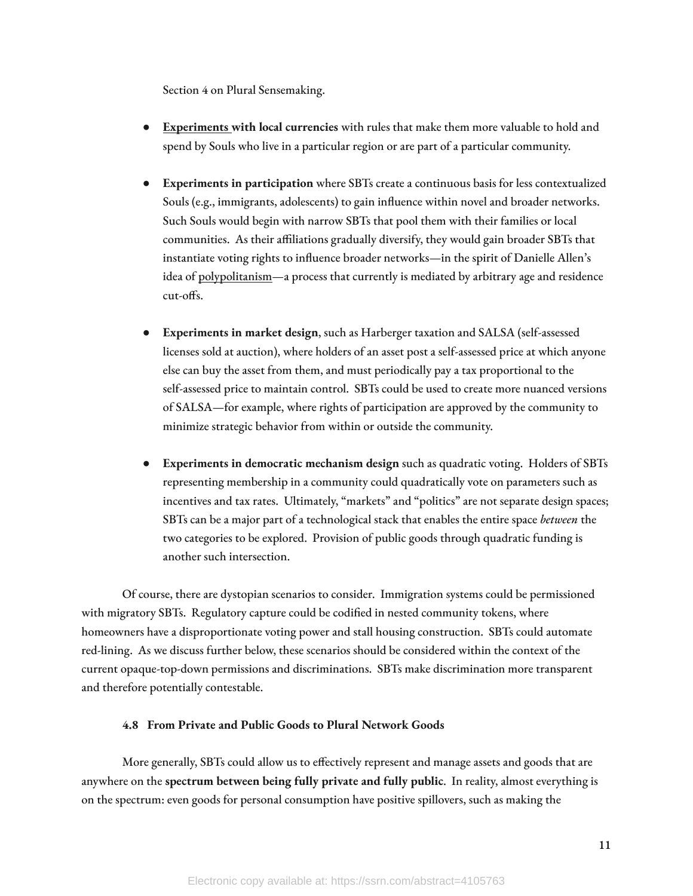Section 4 on Plural Sensemaking.

- **Experiments with local currencies** with rules that make them more valuable to hold and spend by Souls who live in a particular region or are part of a particular community.

- **Experiments in participation** where SBTs create a continuous basis for less contextualized Souls (e.g., immigrants, adolescents) to gain influence within novel and broader networks. Such Souls would begin with narrow SBTs that pool them with their families or local communities. As their affiliations gradually diversify, they would gain broader SBTs that instantiate voting rights to influence broader networks—in the spirit of Danielle Allen's idea of polypolitanism—a process that currently is mediated by arbitrary age and residence cut-offs.

- **Experiments in market design**, such as Harberger taxation and SALSA (self-assessed licenses sold at auction), where holders of an asset post a self-assessed price at which anyone else can buy the asset from them, and must periodically pay a tax proportional to the self-assessed price to maintain control. SBTs could be used to create more nuanced versions of SALSA—for example, where rights of participation are approved by the community to minimize strategic behavior from within or outside the community.

- **Experiments in democratic mechanism design** such as quadratic voting. Holders of SBTs representing membership in a community could quadratically vote on parameters such as incentives and tax rates. Ultimately, "markets" and "politics" are not separate design spaces; SBTs can be a major part of a technological stack that enables the entire space *between* the two categories to be explored. Provision of public goods through quadratic funding is another such intersection.

Of course, there are dystopian scenarios to consider. Immigration systems could be permissioned with migratory SBTs. Regulatory capture could be codified in nested community tokens, where homeowners have a disproportionate voting power and stall housing construction. SBTs could automate red-lining. As we discuss further below, these scenarios should be considered within the context of the current opaque-top-down permissions and discriminations. SBTs make discrimination more transparent and therefore potentially contestable.

### 4.8 From Private and Public Goods to Plural Network Goods

More generally, SBTs could allow us to effectively represent and manage assets and goods that are anywhere on the **spectrum between being fully private and fully public**. In reality, almost everything is on the spectrum: even goods for personal consumption have positive spillovers, such as making the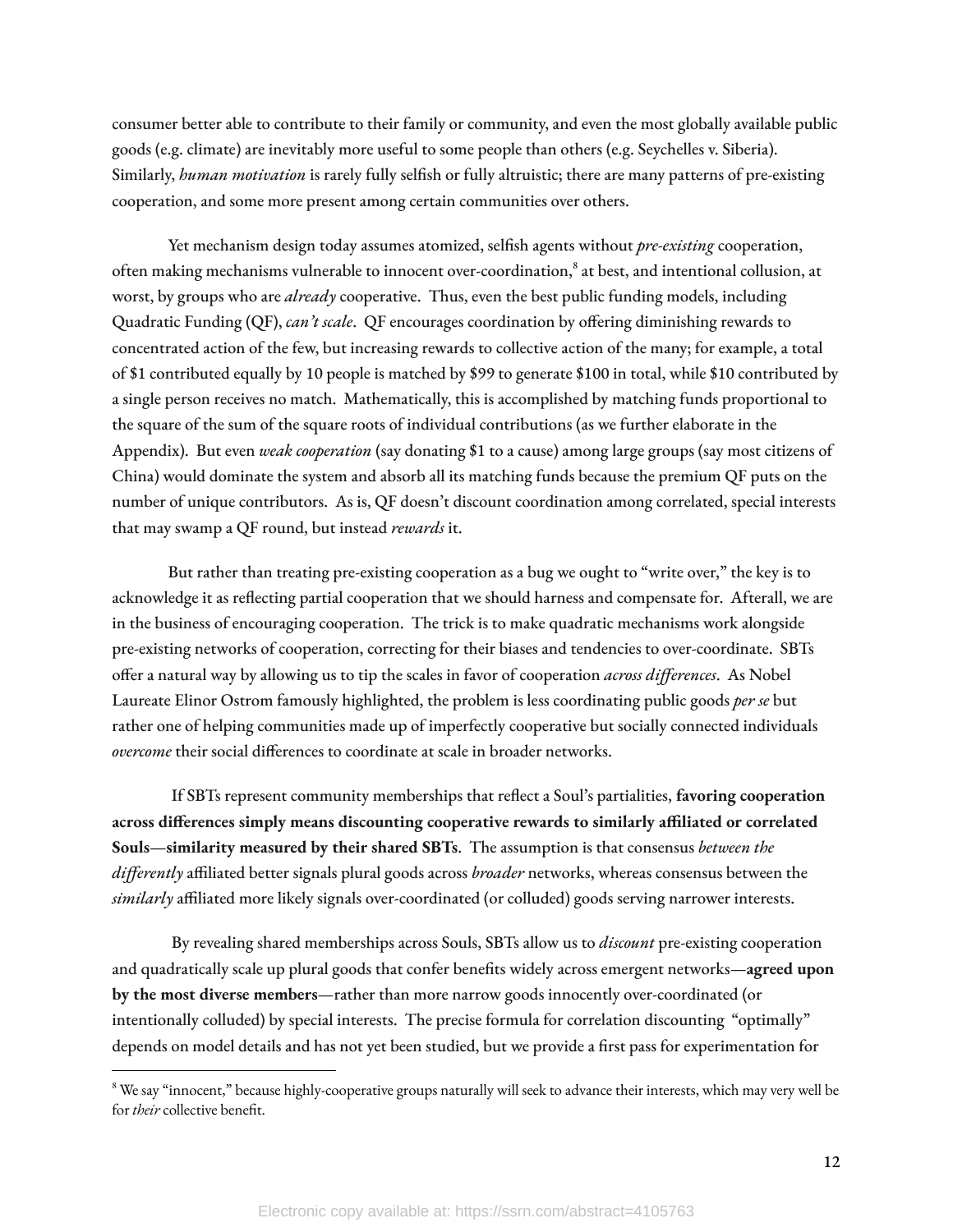consumer better able to contribute to their family or community, and even the most globally available public goods (e.g. climate) are inevitably more useful to some people than others (e.g. Seychelles v. Siberia). Similarly, *human motivation* is rarely fully selfish or fully altruistic; there are many patterns of pre-existing cooperation, and some more present among certain communities over others.

Yet mechanism design today assumes atomized, selfish agents without *pre-existing* cooperation, often making mechanisms vulnerable to innocent over-coordination,[8] at best, and intentional collusion, at worst, by groups who are *already* cooperative. Thus, even the best public funding models, including Quadratic Funding (QF), *can't scale*. QF encourages coordination by offering diminishing rewards to concentrated action of the few, but increasing rewards to collective action of the many; for example, a total of $1 contributed equally by 10 people is matched by $99 to generate $100 in total, while $10 contributed by a single person receives no match. Mathematically, this is accomplished by matching funds proportional to the square of the sum of the square roots of individual contributions (as we further elaborate in the Appendix). But even *weak cooperation* (say donating $1 to a cause) among large groups (say most citizens of China) would dominate the system and absorb all its matching funds because the premium QF puts on the number of unique contributors. As is, QF doesn't discount coordination among correlated, special interests that may swamp a QF round, but instead *rewards* it.

But rather than treating pre-existing cooperation as a bug we ought to "write over," the key is to acknowledge it as reflecting partial cooperation that we should harness and compensate for. Afterall, we are in the business of encouraging cooperation. The trick is to make quadratic mechanisms work alongside pre-existing networks of cooperation, correcting for their biases and tendencies to over-coordinate. SBTs offer a natural way by allowing us to tip the scales in favor of cooperation *across differences*. As Nobel Laureate Elinor Ostrom famously highlighted, the problem is less coordinating public goods *per se* but rather one of helping communities made up of imperfectly cooperative but socially connected individuals *overcome* their social differences to coordinate at scale in broader networks.

If SBTs represent community memberships that reflect a Soul's partialities, **favoring cooperation across differences simply means discounting cooperative rewards to similarly affiliated or correlated Souls—similarity measured by their shared SBTs**. The assumption is that consensus *between the differently* affiliated better signals plural goods across *broader* networks, whereas consensus between the *similarly* affiliated more likely signals over-coordinated (or colluded) goods serving narrower interests.

By revealing shared memberships across Souls, SBTs allow us to *discount* pre-existing cooperation and quadratically scale up plural goods that confer benefits widely across emergent networks—**agreed upon by the most diverse members**—rather than more narrow goods innocently over-coordinated (or intentionally colluded) by special interests. The precise formula for correlation discounting "optimally" depends on model details and has not yet been studied, but we provide a first pass for experimentation for

---

[8] We say "innocent," because highly-cooperative groups naturally will seek to advance their interests, which may very well be for *their* collective benefit.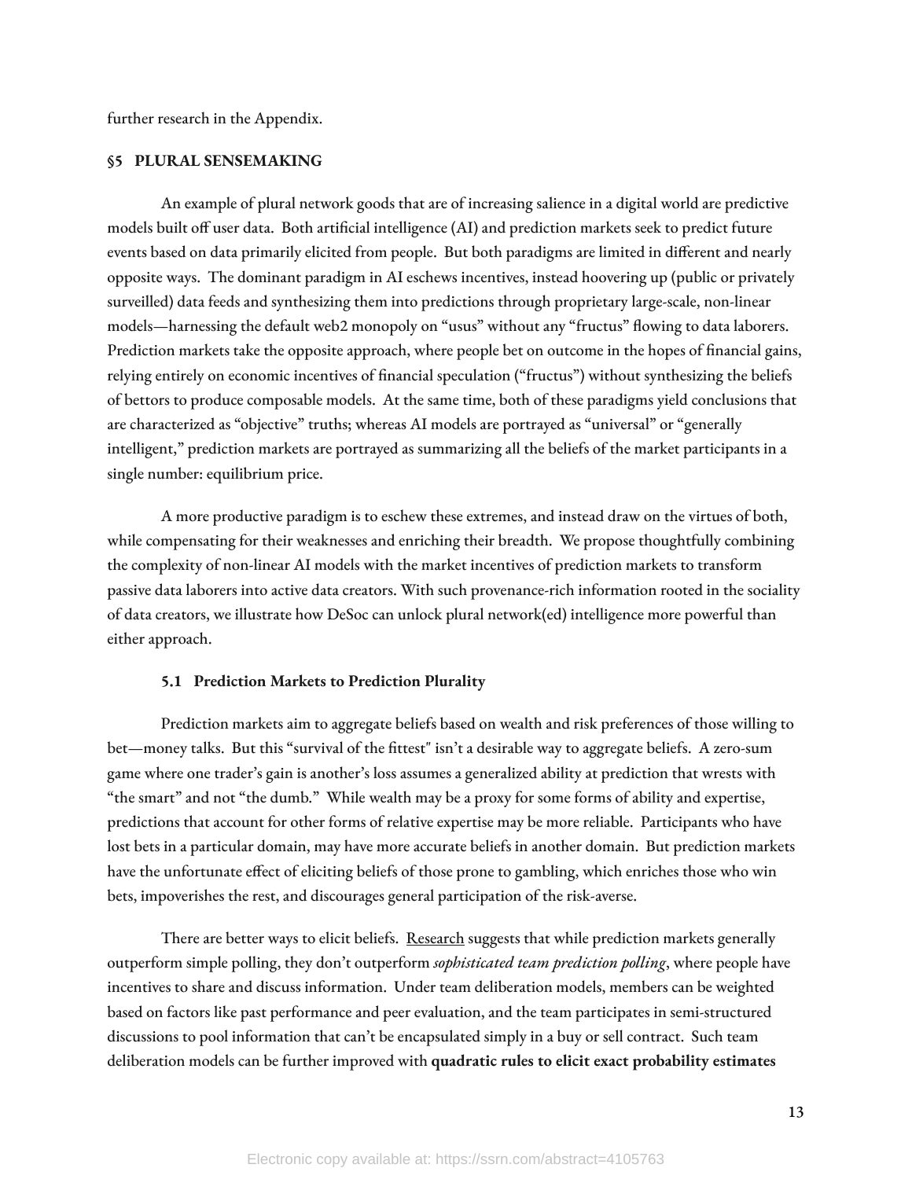further research in the Appendix.

## §5 PLURAL SENSEMAKING

An example of plural network goods that are of increasing salience in a digital world are predictive models built off user data. Both artificial intelligence (AI) and prediction markets seek to predict future events based on data primarily elicited from people. But both paradigms are limited in different and nearly opposite ways. The dominant paradigm in AI eschews incentives, instead hoovering up (public or privately surveilled) data feeds and synthesizing them into predictions through proprietary large-scale, non-linear models—harnessing the default web2 monopoly on "usus" without any "fructus" flowing to data laborers. Prediction markets take the opposite approach, where people bet on outcome in the hopes of financial gains, relying entirely on economic incentives of financial speculation ("fructus") without synthesizing the beliefs of bettors to produce composable models. At the same time, both of these paradigms yield conclusions that are characterized as "objective" truths; whereas AI models are portrayed as "universal" or "generally intelligent," prediction markets are portrayed as summarizing all the beliefs of the market participants in a single number: equilibrium price.

A more productive paradigm is to eschew these extremes, and instead draw on the virtues of both, while compensating for their weaknesses and enriching their breadth. We propose thoughtfully combining the complexity of non-linear AI models with the market incentives of prediction markets to transform passive data laborers into active data creators. With such provenance-rich information rooted in the sociality of data creators, we illustrate how DeSoc can unlock plural network(ed) intelligence more powerful than either approach.

### 5.1 Prediction Markets to Prediction Plurality

Prediction markets aim to aggregate beliefs based on wealth and risk preferences of those willing to bet—money talks. But this "survival of the fittest" isn't a desirable way to aggregate beliefs. A zero-sum game where one trader's gain is another's loss assumes a generalized ability at prediction that wrests with "the smart" and not "the dumb." While wealth may be a proxy for some forms of ability and expertise, predictions that account for other forms of relative expertise may be more reliable. Participants who have lost bets in a particular domain, may have more accurate beliefs in another domain. But prediction markets have the unfortunate effect of eliciting beliefs of those prone to gambling, which enriches those who win bets, impoverishes the rest, and discourages general participation of the risk-averse.

There are better ways to elicit beliefs. Research suggests that while prediction markets generally outperform simple polling, they don't outperform *sophisticated team prediction polling*, where people have incentives to share and discuss information. Under team deliberation models, members can be weighted based on factors like past performance and peer evaluation, and the team participates in semi-structured discussions to pool information that can't be encapsulated simply in a buy or sell contract. Such team deliberation models can be further improved with **quadratic rules to elicit exact probability estimates**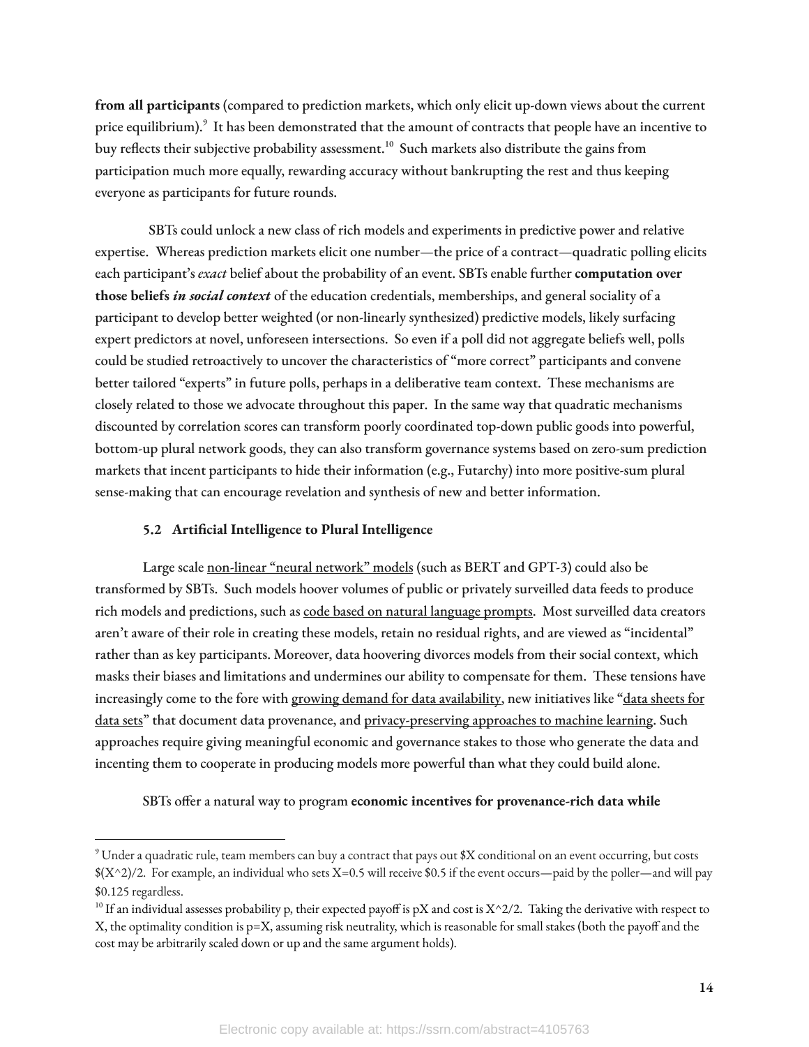**from all participants** (compared to prediction markets, which only elicit up-down views about the current price equilibrium).[9] It has been demonstrated that the amount of contracts that people have an incentive to buy reflects their subjective probability assessment.[10] Such markets also distribute the gains from participation much more equally, rewarding accuracy without bankrupting the rest and thus keeping everyone as participants for future rounds.

SBTs could unlock a new class of rich models and experiments in predictive power and relative expertise. Whereas prediction markets elicit one number—the price of a contract—quadratic polling elicits each participant's *exact* belief about the probability of an event. SBTs enable further **computation over those beliefs *in social context*** of the education credentials, memberships, and general sociality of a participant to develop better weighted (or non-linearly synthesized) predictive models, likely surfacing expert predictors at novel, unforeseen intersections. So even if a poll did not aggregate beliefs well, polls could be studied retroactively to uncover the characteristics of "more correct" participants and convene better tailored "experts" in future polls, perhaps in a deliberative team context. These mechanisms are closely related to those we advocate throughout this paper. In the same way that quadratic mechanisms discounted by correlation scores can transform poorly coordinated top-down public goods into powerful, bottom-up plural network goods, they can also transform governance systems based on zero-sum prediction markets that incent participants to hide their information (e.g., Futarchy) into more positive-sum plural sense-making that can encourage revelation and synthesis of new and better information.

### 5.2 Artificial Intelligence to Plural Intelligence

Large scale non-linear "neural network" models (such as BERT and GPT-3) could also be transformed by SBTs. Such models hoover volumes of public or privately surveilled data feeds to produce rich models and predictions, such as code based on natural language prompts. Most surveilled data creators aren't aware of their role in creating these models, retain no residual rights, and are viewed as "incidental" rather than as key participants. Moreover, data hoovering divorces models from their social context, which masks their biases and limitations and undermines our ability to compensate for them. These tensions have increasingly come to the fore with growing demand for data availability, new initiatives like "data sheets for data sets" that document data provenance, and privacy-preserving approaches to machine learning. Such approaches require giving meaningful economic and governance stakes to those who generate the data and incenting them to cooperate in producing models more powerful than what they could build alone.

SBTs offer a natural way to program **economic incentives for provenance-rich data while**

---

[9] Under a quadratic rule, team members can buy a contract that pays out $X conditional on an event occurring, but costs $(X^2)/2. For example, an individual who sets X=0.5 will receive $0.5 if the event occurs—paid by the poller—and will pay $0.125 regardless.

[10] If an individual assesses probability p, their expected payoff is pX and cost is X^2/2. Taking the derivative with respect to X, the optimality condition is p=X, assuming risk neutrality, which is reasonable for small stakes (both the payoff and the cost may be arbitrarily scaled down or up and the same argument holds).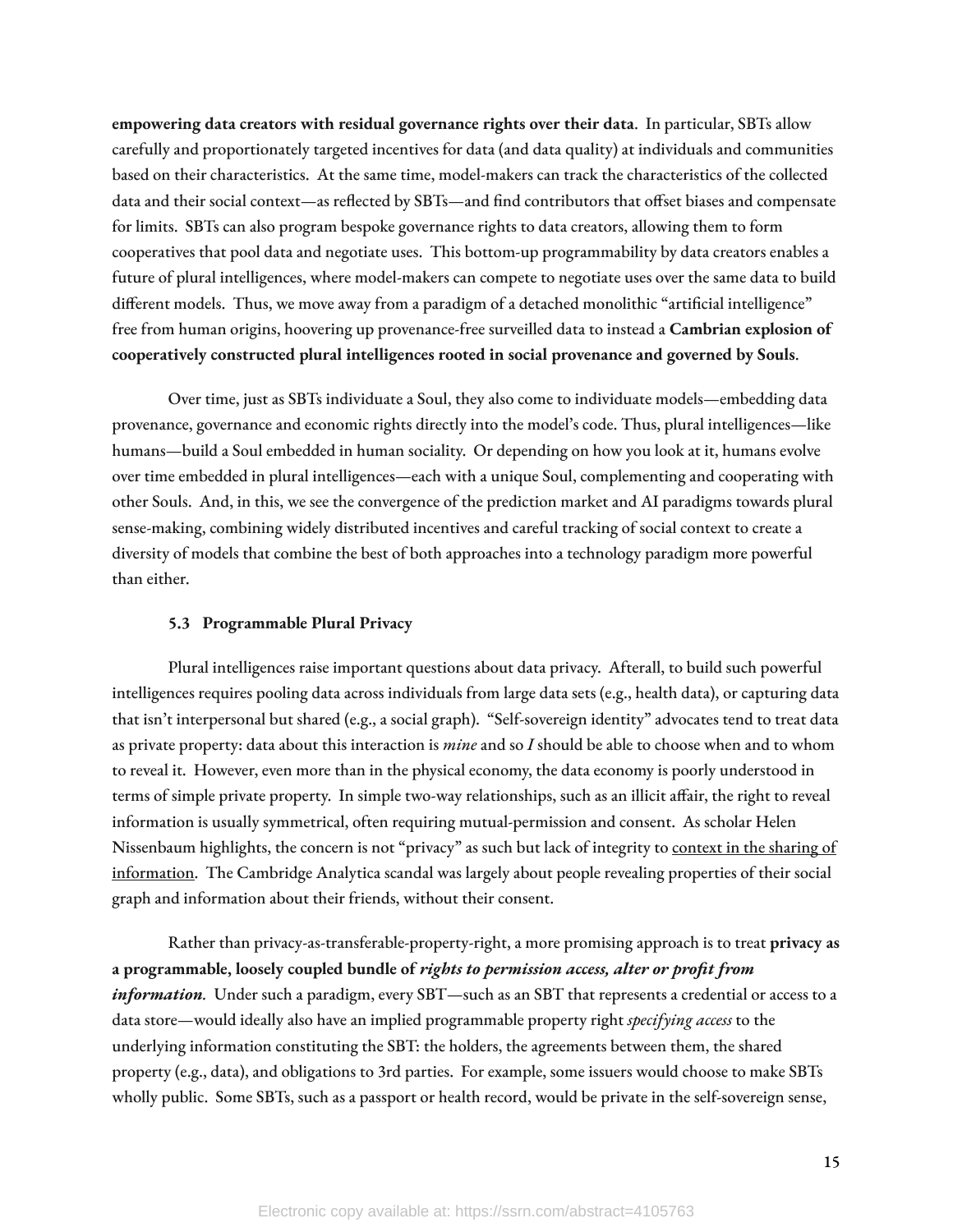**empowering data creators with residual governance rights over their data**. In particular, SBTs allow carefully and proportionately targeted incentives for data (and data quality) at individuals and communities based on their characteristics. At the same time, model-makers can track the characteristics of the collected data and their social context—as reflected by SBTs—and find contributors that offset biases and compensate for limits. SBTs can also program bespoke governance rights to data creators, allowing them to form cooperatives that pool data and negotiate uses. This bottom-up programmability by data creators enables a future of plural intelligences, where model-makers can compete to negotiate uses over the same data to build different models. Thus, we move away from a paradigm of a detached monolithic "artificial intelligence" free from human origins, hoovering up provenance-free surveilled data to instead a **Cambrian explosion of cooperatively constructed plural intelligences rooted in social provenance and governed by Souls**.

Over time, just as SBTs individuate a Soul, they also come to individuate models—embedding data provenance, governance and economic rights directly into the model's code. Thus, plural intelligences—like humans—build a Soul embedded in human sociality. Or depending on how you look at it, humans evolve over time embedded in plural intelligences—each with a unique Soul, complementing and cooperating with other Souls. And, in this, we see the convergence of the prediction market and AI paradigms towards plural sense-making, combining widely distributed incentives and careful tracking of social context to create a diversity of models that combine the best of both approaches into a technology paradigm more powerful than either.

### 5.3 Programmable Plural Privacy

Plural intelligences raise important questions about data privacy. Afterall, to build such powerful intelligences requires pooling data across individuals from large data sets (e.g., health data), or capturing data that isn't interpersonal but shared (e.g., a social graph). "Self-sovereign identity" advocates tend to treat data as private property: data about this interaction is *mine* and so *I* should be able to choose when and to whom to reveal it. However, even more than in the physical economy, the data economy is poorly understood in terms of simple private property. In simple two-way relationships, such as an illicit affair, the right to reveal information is usually symmetrical, often requiring mutual-permission and consent. As scholar Helen Nissenbaum highlights, the concern is not "privacy" as such but lack of integrity to context in the sharing of information. The Cambridge Analytica scandal was largely about people revealing properties of their social graph and information about their friends, without their consent.

Rather than privacy-as-transferable-property-right, a more promising approach is to treat **privacy as a programmable, loosely coupled bundle of *rights to permission access, alter or profit from information***. Under such a paradigm, every SBT—such as an SBT that represents a credential or access to a data store—would ideally also have an implied programmable property right *specifying access* to the underlying information constituting the SBT: the holders, the agreements between them, the shared property (e.g., data), and obligations to 3rd parties. For example, some issuers would choose to make SBTs wholly public. Some SBTs, such as a passport or health record, would be private in the self-sovereign sense,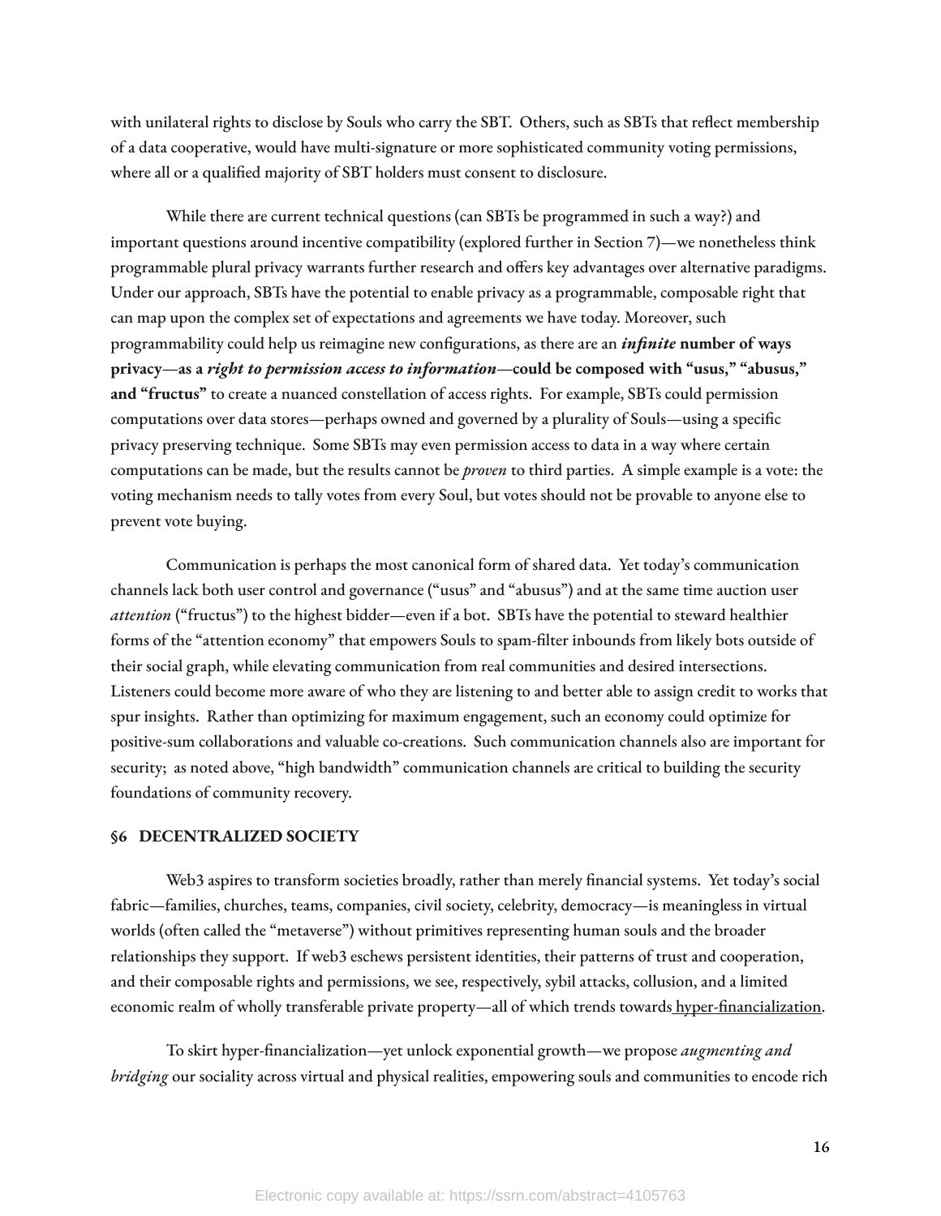with unilateral rights to disclose by Souls who carry the SBT. Others, such as SBTs that reflect membership of a data cooperative, would have multi-signature or more sophisticated community voting permissions, where all or a qualified majority of SBT holders must consent to disclosure.

While there are current technical questions (can SBTs be programmed in such a way?) and important questions around incentive compatibility (explored further in Section 7)—we nonetheless think programmable plural privacy warrants further research and offers key advantages over alternative paradigms. Under our approach, SBTs have the potential to enable privacy as a programmable, composable right that can map upon the complex set of expectations and agreements we have today. Moreover, such programmability could help us reimagine new configurations, as there are an ***infinite*** **number of ways privacy—as a** ***right to permission access to information*****—could be composed with "usus," "abusus," and "fructus"** to create a nuanced constellation of access rights. For example, SBTs could permission computations over data stores—perhaps owned and governed by a plurality of Souls—using a specific privacy preserving technique. Some SBTs may even permission access to data in a way where certain computations can be made, but the results cannot be *proven* to third parties. A simple example is a vote: the voting mechanism needs to tally votes from every Soul, but votes should not be provable to anyone else to prevent vote buying.

Communication is perhaps the most canonical form of shared data. Yet today's communication channels lack both user control and governance ("usus" and "abusus") and at the same time auction user *attention* ("fructus") to the highest bidder—even if a bot. SBTs have the potential to steward healthier forms of the "attention economy" that empowers Souls to spam-filter inbounds from likely bots outside of their social graph, while elevating communication from real communities and desired intersections. Listeners could become more aware of who they are listening to and better able to assign credit to works that spur insights. Rather than optimizing for maximum engagement, such an economy could optimize for positive-sum collaborations and valuable co-creations. Such communication channels also are important for security; as noted above, "high bandwidth" communication channels are critical to building the security foundations of community recovery.

## §6 DECENTRALIZED SOCIETY

Web3 aspires to transform societies broadly, rather than merely financial systems. Yet today's social fabric—families, churches, teams, companies, civil society, celebrity, democracy—is meaningless in virtual worlds (often called the "metaverse") without primitives representing human souls and the broader relationships they support. If web3 eschews persistent identities, their patterns of trust and cooperation, and their composable rights and permissions, we see, respectively, sybil attacks, collusion, and a limited economic realm of wholly transferable private property—all of which trends towards hyper-financialization.

To skirt hyper-financialization—yet unlock exponential growth—we propose *augmenting and bridging* our sociality across virtual and physical realities, empowering souls and communities to encode rich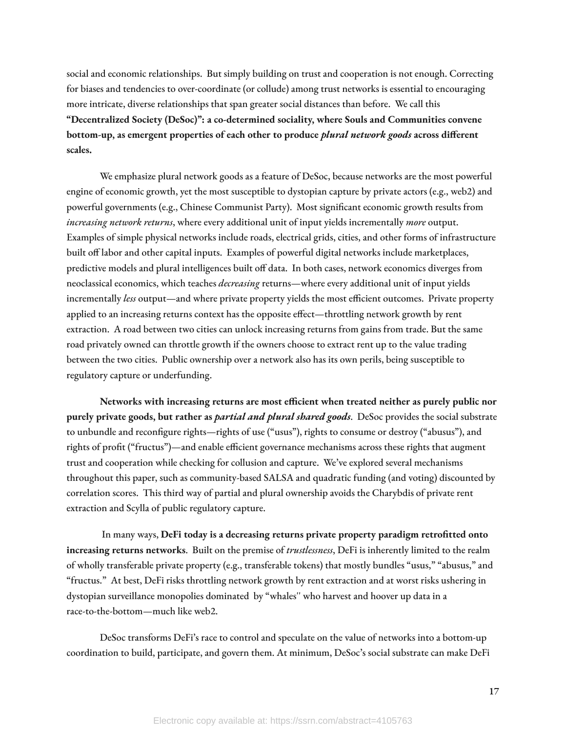social and economic relationships. But simply building on trust and cooperation is not enough. Correcting for biases and tendencies to over-coordinate (or collude) among trust networks is essential to encouraging more intricate, diverse relationships that span greater social distances than before. We call this **"Decentralized Society (DeSoc)": a co-determined sociality, where Souls and Communities convene bottom-up, as emergent properties of each other to produce *plural network goods* across different scales.**

We emphasize plural network goods as a feature of DeSoc, because networks are the most powerful engine of economic growth, yet the most susceptible to dystopian capture by private actors (e.g., web2) and powerful governments (e.g., Chinese Communist Party). Most significant economic growth results from *increasing network returns*, where every additional unit of input yields incrementally *more* output. Examples of simple physical networks include roads, electrical grids, cities, and other forms of infrastructure built off labor and other capital inputs. Examples of powerful digital networks include marketplaces, predictive models and plural intelligences built off data. In both cases, network economics diverges from neoclassical economics, which teaches *decreasing* returns—where every additional unit of input yields incrementally *less* output—and where private property yields the most efficient outcomes. Private property applied to an increasing returns context has the opposite effect—throttling network growth by rent extraction. A road between two cities can unlock increasing returns from gains from trade. But the same road privately owned can throttle growth if the owners choose to extract rent up to the value trading between the two cities. Public ownership over a network also has its own perils, being susceptible to regulatory capture or underfunding.

**Networks with increasing returns are most efficient when treated neither as purely public nor purely private goods, but rather as *partial and plural shared goods*.** DeSoc provides the social substrate to unbundle and reconfigure rights—rights of use ("usus"), rights to consume or destroy ("abusus"), and rights of profit ("fructus")—and enable efficient governance mechanisms across these rights that augment trust and cooperation while checking for collusion and capture. We've explored several mechanisms throughout this paper, such as community-based SALSA and quadratic funding (and voting) discounted by correlation scores. This third way of partial and plural ownership avoids the Charybdis of private rent extraction and Scylla of public regulatory capture.

In many ways, **DeFi today is a decreasing returns private property paradigm retrofitted onto increasing returns networks**. Built on the premise of *trustlessness*, DeFi is inherently limited to the realm of wholly transferable private property (e.g., transferable tokens) that mostly bundles "usus," "abusus," and "fructus." At best, DeFi risks throttling network growth by rent extraction and at worst risks ushering in dystopian surveillance monopolies dominated by "whales" who harvest and hoover up data in a race-to-the-bottom—much like web2.

DeSoc transforms DeFi's race to control and speculate on the value of networks into a bottom-up coordination to build, participate, and govern them. At minimum, DeSoc's social substrate can make DeFi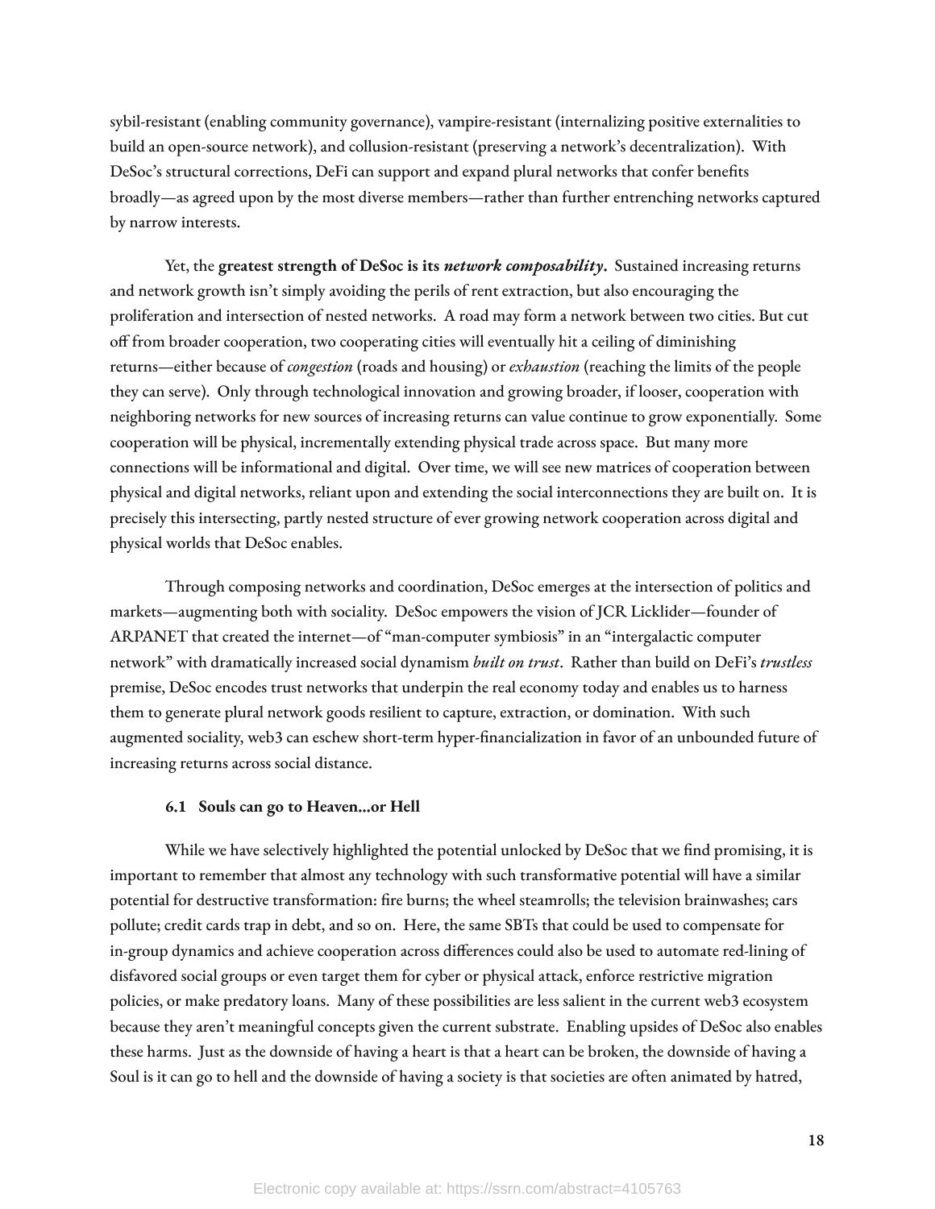sybil-resistant (enabling community governance), vampire-resistant (internalizing positive externalities to build an open-source network), and collusion-resistant (preserving a network's decentralization). With DeSoc's structural corrections, DeFi can support and expand plural networks that confer benefits broadly—as agreed upon by the most diverse members—rather than further entrenching networks captured by narrow interests.

Yet, the **greatest strength of DeSoc is its *network composability*.** Sustained increasing returns and network growth isn't simply avoiding the perils of rent extraction, but also encouraging the proliferation and intersection of nested networks. A road may form a network between two cities. But cut off from broader cooperation, two cooperating cities will eventually hit a ceiling of diminishing returns—either because of *congestion* (roads and housing) or *exhaustion* (reaching the limits of the people they can serve). Only through technological innovation and growing broader, if looser, cooperation with neighboring networks for new sources of increasing returns can value continue to grow exponentially. Some cooperation will be physical, incrementally extending physical trade across space. But many more connections will be informational and digital. Over time, we will see new matrices of cooperation between physical and digital networks, reliant upon and extending the social interconnections they are built on. It is precisely this intersecting, partly nested structure of ever growing network cooperation across digital and physical worlds that DeSoc enables.

Through composing networks and coordination, DeSoc emerges at the intersection of politics and markets—augmenting both with sociality. DeSoc empowers the vision of JCR Licklider—founder of ARPANET that created the internet—of "man-computer symbiosis" in an "intergalactic computer network" with dramatically increased social dynamism *built on trust*. Rather than build on DeFi's *trustless* premise, DeSoc encodes trust networks that underpin the real economy today and enables us to harness them to generate plural network goods resilient to capture, extraction, or domination. With such augmented sociality, web3 can eschew short-term hyper-financialization in favor of an unbounded future of increasing returns across social distance.

### 6.1 Souls can go to Heaven...or Hell

While we have selectively highlighted the potential unlocked by DeSoc that we find promising, it is important to remember that almost any technology with such transformative potential will have a similar potential for destructive transformation: fire burns; the wheel steamrolls; the television brainwashes; cars pollute; credit cards trap in debt, and so on. Here, the same SBTs that could be used to compensate for in-group dynamics and achieve cooperation across differences could also be used to automate red-lining of disfavored social groups or even target them for cyber or physical attack, enforce restrictive migration policies, or make predatory loans. Many of these possibilities are less salient in the current web3 ecosystem because they aren't meaningful concepts given the current substrate. Enabling upsides of DeSoc also enables these harms. Just as the downside of having a heart is that a heart can be broken, the downside of having a Soul is it can go to hell and the downside of having a society is that societies are often animated by hatred,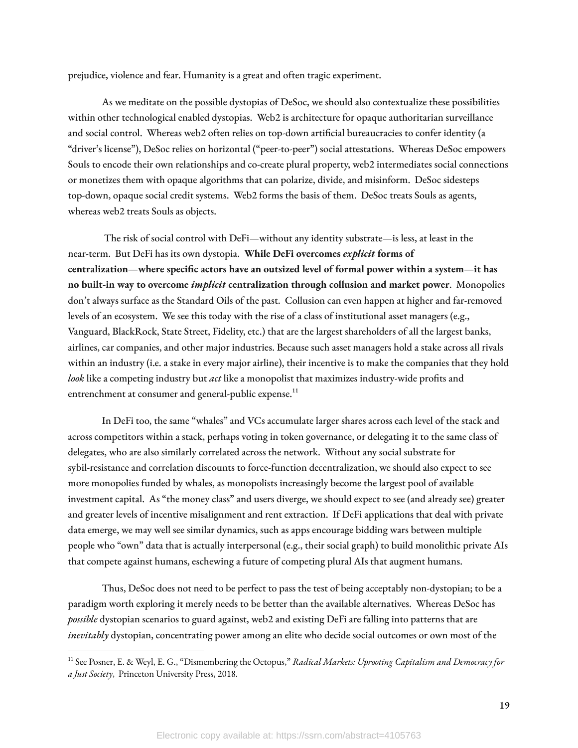prejudice, violence and fear. Humanity is a great and often tragic experiment.

As we meditate on the possible dystopias of DeSoc, we should also contextualize these possibilities within other technological enabled dystopias. Web2 is architecture for opaque authoritarian surveillance and social control. Whereas web2 often relies on top-down artificial bureaucracies to confer identity (a "driver's license"), DeSoc relies on horizontal ("peer-to-peer") social attestations. Whereas DeSoc empowers Souls to encode their own relationships and co-create plural property, web2 intermediates social connections or monetizes them with opaque algorithms that can polarize, divide, and misinform. DeSoc sidesteps top-down, opaque social credit systems. Web2 forms the basis of them. DeSoc treats Souls as agents, whereas web2 treats Souls as objects.

The risk of social control with DeFi—without any identity substrate—is less, at least in the near-term. But DeFi has its own dystopia. **While DeFi overcomes *explicit* forms of centralization—where specific actors have an outsized level of formal power within a system—it has no built-in way to overcome *implicit* centralization through collusion and market power**. Monopolies don't always surface as the Standard Oils of the past. Collusion can even happen at higher and far-removed levels of an ecosystem. We see this today with the rise of a class of institutional asset managers (e.g., Vanguard, BlackRock, State Street, Fidelity, etc.) that are the largest shareholders of all the largest banks, airlines, car companies, and other major industries. Because such asset managers hold a stake across all rivals within an industry (i.e. a stake in every major airline), their incentive is to make the companies that they hold *look* like a competing industry but *act* like a monopolist that maximizes industry-wide profits and entrenchment at consumer and general-public expense.[11]

In DeFi too, the same "whales" and VCs accumulate larger shares across each level of the stack and across competitors within a stack, perhaps voting in token governance, or delegating it to the same class of delegates, who are also similarly correlated across the network. Without any social substrate for sybil-resistance and correlation discounts to force-function decentralization, we should also expect to see more monopolies funded by whales, as monopolists increasingly become the largest pool of available investment capital. As "the money class" and users diverge, we should expect to see (and already see) greater and greater levels of incentive misalignment and rent extraction. If DeFi applications that deal with private data emerge, we may well see similar dynamics, such as apps encourage bidding wars between multiple people who "own" data that is actually interpersonal (e.g., their social graph) to build monolithic private AIs that compete against humans, eschewing a future of competing plural AIs that augment humans.

Thus, DeSoc does not need to be perfect to pass the test of being acceptably non-dystopian; to be a paradigm worth exploring it merely needs to be better than the available alternatives. Whereas DeSoc has *possible* dystopian scenarios to guard against, web2 and existing DeFi are falling into patterns that are *inevitably* dystopian, concentrating power among an elite who decide social outcomes or own most of the

---

[11] See Posner, E. & Weyl, E. G., "Dismembering the Octopus," *Radical Markets: Uprooting Capitalism and Democracy for a Just Society*, Princeton University Press, 2018.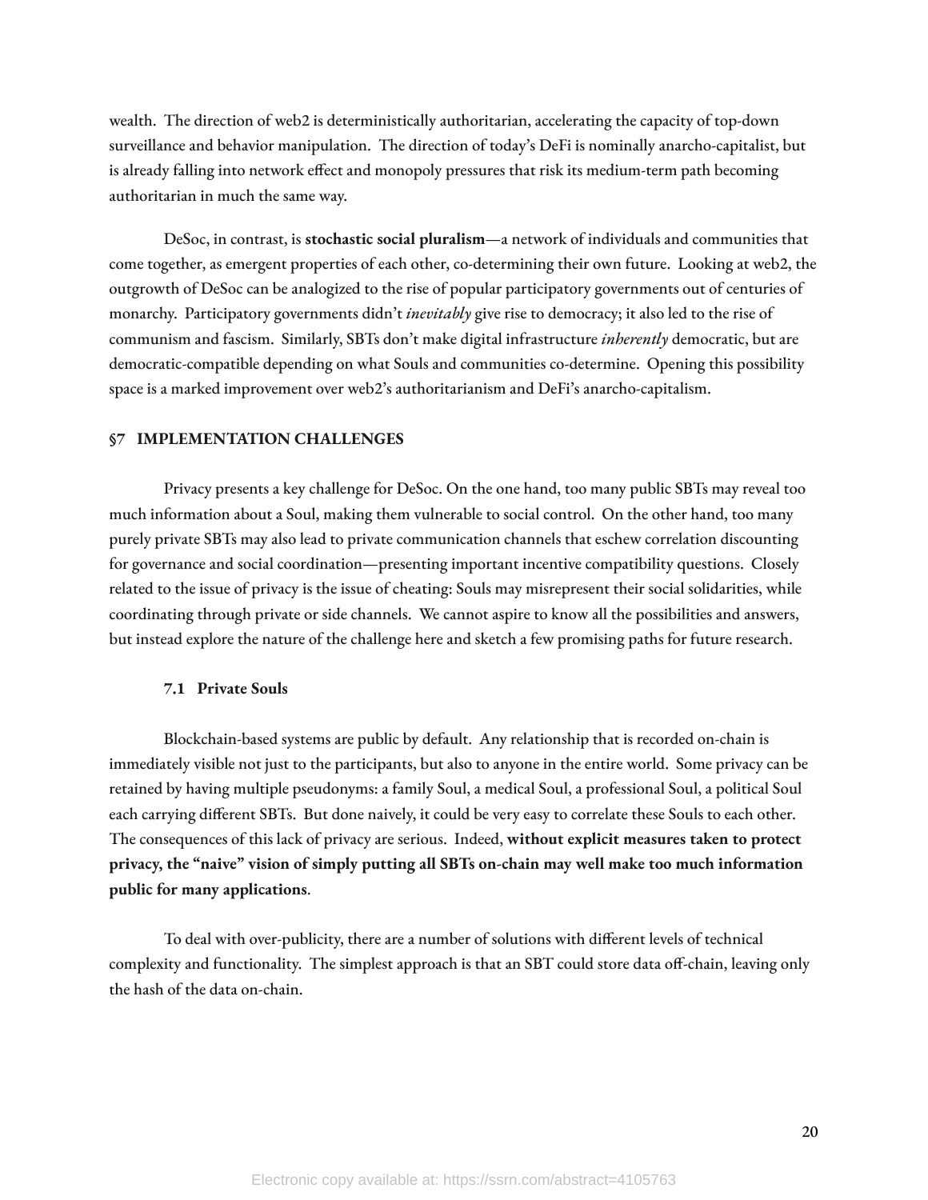wealth. The direction of web2 is deterministically authoritarian, accelerating the capacity of top-down surveillance and behavior manipulation. The direction of today's DeFi is nominally anarcho-capitalist, but is already falling into network effect and monopoly pressures that risk its medium-term path becoming authoritarian in much the same way.

DeSoc, in contrast, is **stochastic social pluralism**—a network of individuals and communities that come together, as emergent properties of each other, co-determining their own future. Looking at web2, the outgrowth of DeSoc can be analogized to the rise of popular participatory governments out of centuries of monarchy. Participatory governments didn't *inevitably* give rise to democracy; it also led to the rise of communism and fascism. Similarly, SBTs don't make digital infrastructure *inherently* democratic, but are democratic-compatible depending on what Souls and communities co-determine. Opening this possibility space is a marked improvement over web2's authoritarianism and DeFi's anarcho-capitalism.

## §7 IMPLEMENTATION CHALLENGES

Privacy presents a key challenge for DeSoc. On the one hand, too many public SBTs may reveal too much information about a Soul, making them vulnerable to social control. On the other hand, too many purely private SBTs may also lead to private communication channels that eschew correlation discounting for governance and social coordination—presenting important incentive compatibility questions. Closely related to the issue of privacy is the issue of cheating: Souls may misrepresent their social solidarities, while coordinating through private or side channels. We cannot aspire to know all the possibilities and answers, but instead explore the nature of the challenge here and sketch a few promising paths for future research.

### 7.1 Private Souls

Blockchain-based systems are public by default. Any relationship that is recorded on-chain is immediately visible not just to the participants, but also to anyone in the entire world. Some privacy can be retained by having multiple pseudonyms: a family Soul, a medical Soul, a professional Soul, a political Soul each carrying different SBTs. But done naively, it could be very easy to correlate these Souls to each other. The consequences of this lack of privacy are serious. Indeed, **without explicit measures taken to protect privacy, the "naive" vision of simply putting all SBTs on-chain may well make too much information public for many applications**.

To deal with over-publicity, there are a number of solutions with different levels of technical complexity and functionality. The simplest approach is that an SBT could store data off-chain, leaving only the hash of the data on-chain.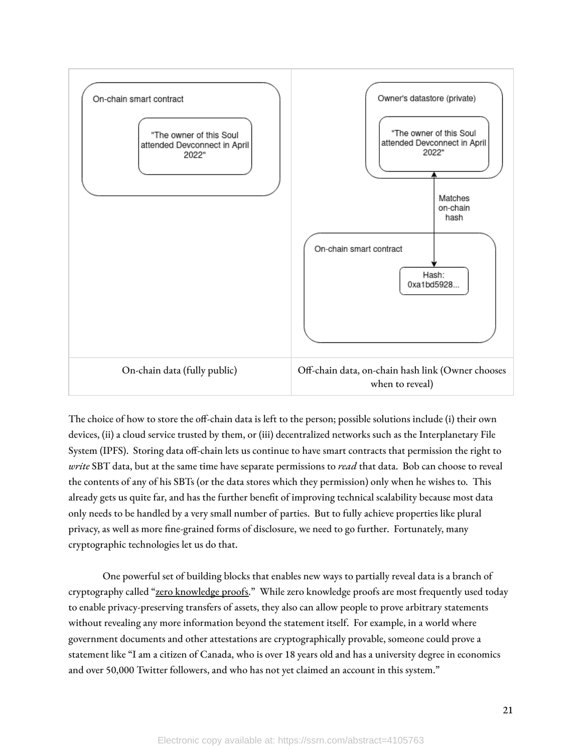| On-chain smart contract<br>"The owner of this Soul attended Devconnect in April 2022" | Owner's datastore (private)<br>"The owner of this Soul attended Devconnect in April 2022"<br>Matches on-chain hash<br>On-chain smart contract<br>Hash: 0xa1bd5928... |
| --- | --- |
| On-chain data (fully public) | Off-chain data, on-chain hash link (Owner chooses when to reveal) |

The choice of how to store the off-chain data is left to the person; possible solutions include (i) their own devices, (ii) a cloud service trusted by them, or (iii) decentralized networks such as the Interplanetary File System (IPFS). Storing data off-chain lets us continue to have smart contracts that permission the right to *write* SBT data, but at the same time have separate permissions to *read* that data. Bob can choose to reveal the contents of any of his SBTs (or the data stores which they permission) only when he wishes to. This already gets us quite far, and has the further benefit of improving technical scalability because most data only needs to be handled by a very small number of parties. But to fully achieve properties like plural privacy, as well as more fine-grained forms of disclosure, we need to go further. Fortunately, many cryptographic technologies let us do that.

One powerful set of building blocks that enables new ways to partially reveal data is a branch of cryptography called "zero knowledge proofs." While zero knowledge proofs are most frequently used today to enable privacy-preserving transfers of assets, they also can allow people to prove arbitrary statements without revealing any more information beyond the statement itself. For example, in a world where government documents and other attestations are cryptographically provable, someone could prove a statement like "I am a citizen of Canada, who is over 18 years old and has a university degree in economics and over 50,000 Twitter followers, and who has not yet claimed an account in this system."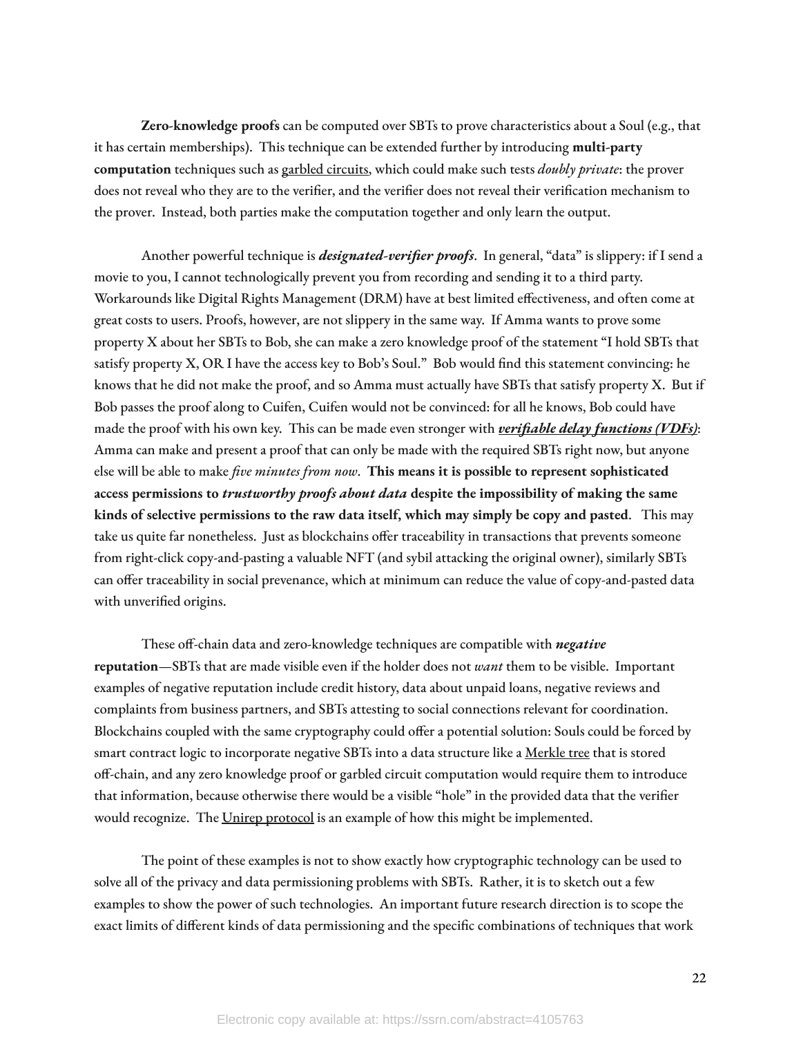**Zero-knowledge proofs** can be computed over SBTs to prove characteristics about a Soul (e.g., that it has certain memberships). This technique can be extended further by introducing **multi-party computation** techniques such as garbled circuits, which could make such tests *doubly private*: the prover does not reveal who they are to the verifier, and the verifier does not reveal their verification mechanism to the prover. Instead, both parties make the computation together and only learn the output.

Another powerful technique is ***designated-verifier proofs***. In general, "data" is slippery: if I send a movie to you, I cannot technologically prevent you from recording and sending it to a third party. Workarounds like Digital Rights Management (DRM) have at best limited effectiveness, and often come at great costs to users. Proofs, however, are not slippery in the same way. If Amma wants to prove some property X about her SBTs to Bob, she can make a zero knowledge proof of the statement "I hold SBTs that satisfy property X, OR I have the access key to Bob's Soul." Bob would find this statement convincing: he knows that he did not make the proof, and so Amma must actually have SBTs that satisfy property X. But if Bob passes the proof along to Cuifen, Cuifen would not be convinced: for all he knows, Bob could have made the proof with his own key. This can be made even stronger with ***verifiable delay functions (VDFs)***: Amma can make and present a proof that can only be made with the required SBTs right now, but anyone else will be able to make *five minutes from now*. **This means it is possible to represent sophisticated access permissions to *trustworthy proofs about data* despite the impossibility of making the same kinds of selective permissions to the raw data itself, which may simply be copy and pasted**. This may take us quite far nonetheless. Just as blockchains offer traceability in transactions that prevents someone from right-click copy-and-pasting a valuable NFT (and sybil attacking the original owner), similarly SBTs can offer traceability in social prevenance, which at minimum can reduce the value of copy-and-pasted data with unverified origins.

These off-chain data and zero-knowledge techniques are compatible with ***negative reputation***—SBTs that are made visible even if the holder does not *want* them to be visible. Important examples of negative reputation include credit history, data about unpaid loans, negative reviews and complaints from business partners, and SBTs attesting to social connections relevant for coordination. Blockchains coupled with the same cryptography could offer a potential solution: Souls could be forced by smart contract logic to incorporate negative SBTs into a data structure like a Merkle tree that is stored off-chain, and any zero knowledge proof or garbled circuit computation would require them to introduce that information, because otherwise there would be a visible "hole" in the provided data that the verifier would recognize. The Unirep protocol is an example of how this might be implemented.

The point of these examples is not to show exactly how cryptographic technology can be used to solve all of the privacy and data permissioning problems with SBTs. Rather, it is to sketch out a few examples to show the power of such technologies. An important future research direction is to scope the exact limits of different kinds of data permissioning and the specific combinations of techniques that work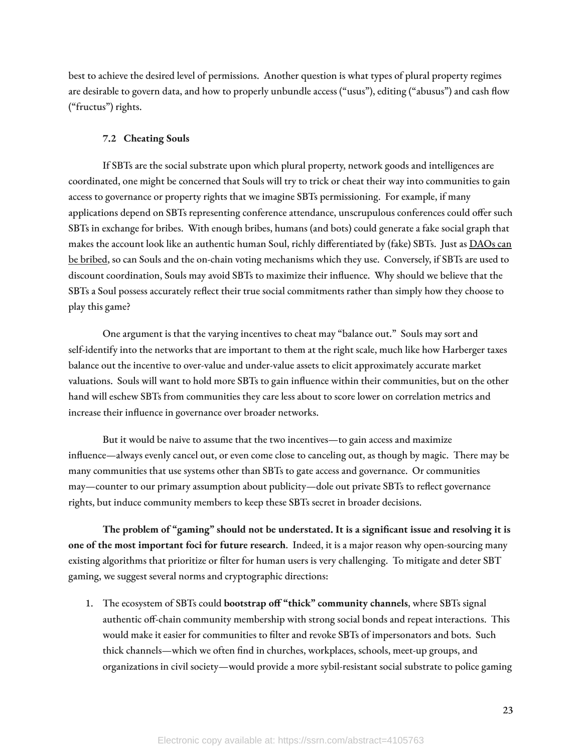best to achieve the desired level of permissions. Another question is what types of plural property regimes are desirable to govern data, and how to properly unbundle access ("usus"), editing ("abusus") and cash flow ("fructus") rights.

### 7.2 Cheating Souls

If SBTs are the social substrate upon which plural property, network goods and intelligences are coordinated, one might be concerned that Souls will try to trick or cheat their way into communities to gain access to governance or property rights that we imagine SBTs permissioning. For example, if many applications depend on SBTs representing conference attendance, unscrupulous conferences could offer such SBTs in exchange for bribes. With enough bribes, humans (and bots) could generate a fake social graph that makes the account look like an authentic human Soul, richly differentiated by (fake) SBTs. Just as DAOs can be bribed, so can Souls and the on-chain voting mechanisms which they use. Conversely, if SBTs are used to discount coordination, Souls may avoid SBTs to maximize their influence. Why should we believe that the SBTs a Soul possess accurately reflect their true social commitments rather than simply how they choose to play this game?

One argument is that the varying incentives to cheat may "balance out." Souls may sort and self-identify into the networks that are important to them at the right scale, much like how Harberger taxes balance out the incentive to over-value and under-value assets to elicit approximately accurate market valuations. Souls will want to hold more SBTs to gain influence within their communities, but on the other hand will eschew SBTs from communities they care less about to score lower on correlation metrics and increase their influence in governance over broader networks.

But it would be naive to assume that the two incentives—to gain access and maximize influence—always evenly cancel out, or even come close to canceling out, as though by magic. There may be many communities that use systems other than SBTs to gate access and governance. Or communities may—counter to our primary assumption about publicity—dole out private SBTs to reflect governance rights, but induce community members to keep these SBTs secret in broader decisions.

**The problem of "gaming" should not be understated. It is a significant issue and resolving it is one of the most important foci for future research**. Indeed, it is a major reason why open-sourcing many existing algorithms that prioritize or filter for human users is very challenging. To mitigate and deter SBT gaming, we suggest several norms and cryptographic directions:

1. The ecosystem of SBTs could **bootstrap off "thick" community channels**, where SBTs signal authentic off-chain community membership with strong social bonds and repeat interactions. This would make it easier for communities to filter and revoke SBTs of impersonators and bots. Such thick channels—which we often find in churches, workplaces, schools, meet-up groups, and organizations in civil society—would provide a more sybil-resistant social substrate to police gaming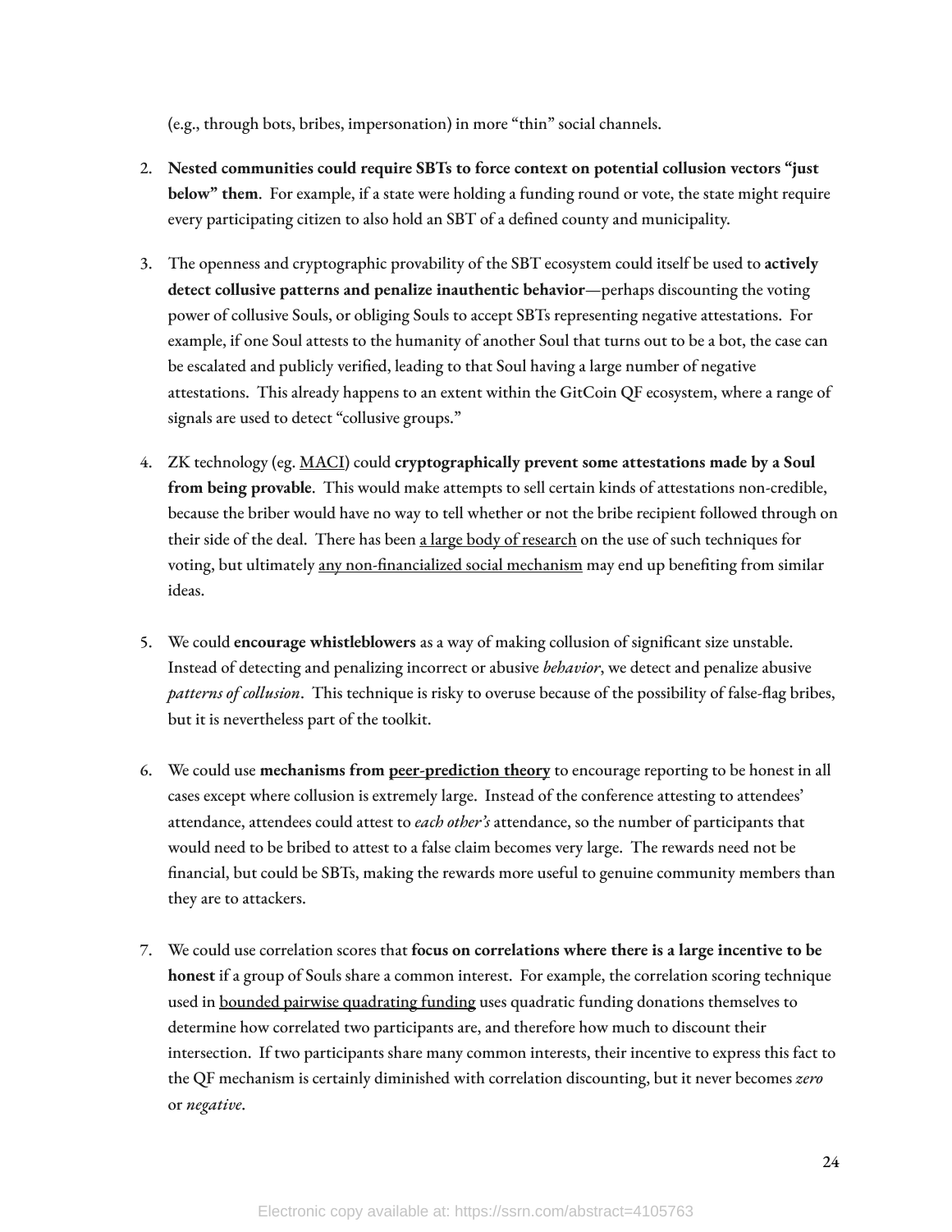(e.g., through bots, bribes, impersonation) in more "thin" social channels.

2. **Nested communities could require SBTs to force context on potential collusion vectors "just below" them**. For example, if a state were holding a funding round or vote, the state might require every participating citizen to also hold an SBT of a defined county and municipality.

3. The openness and cryptographic provability of the SBT ecosystem could itself be used to **actively detect collusive patterns and penalize inauthentic behavior**—perhaps discounting the voting power of collusive Souls, or obliging Souls to accept SBTs representing negative attestations. For example, if one Soul attests to the humanity of another Soul that turns out to be a bot, the case can be escalated and publicly verified, leading to that Soul having a large number of negative attestations. This already happens to an extent within the GitCoin QF ecosystem, where a range of signals are used to detect "collusive groups."

4. ZK technology (eg. MACI) could **cryptographically prevent some attestations made by a Soul from being provable**. This would make attempts to sell certain kinds of attestations non-credible, because the briber would have no way to tell whether or not the bribe recipient followed through on their side of the deal. There has been a large body of research on the use of such techniques for voting, but ultimately any non-financialized social mechanism may end up benefiting from similar ideas.

5. We could **encourage whistleblowers** as a way of making collusion of significant size unstable. Instead of detecting and penalizing incorrect or abusive *behavior*, we detect and penalize abusive *patterns of collusion*. This technique is risky to overuse because of the possibility of false-flag bribes, but it is nevertheless part of the toolkit.

6. We could use **mechanisms from peer-prediction theory** to encourage reporting to be honest in all cases except where collusion is extremely large. Instead of the conference attesting to attendees' attendance, attendees could attest to *each other's* attendance, so the number of participants that would need to be bribed to attest to a false claim becomes very large. The rewards need not be financial, but could be SBTs, making the rewards more useful to genuine community members than they are to attackers.

7. We could use correlation scores that **focus on correlations where there is a large incentive to be honest** if a group of Souls share a common interest. For example, the correlation scoring technique used in bounded pairwise quadrating funding uses quadratic funding donations themselves to determine how correlated two participants are, and therefore how much to discount their intersection. If two participants share many common interests, their incentive to express this fact to the QF mechanism is certainly diminished with correlation discounting, but it never becomes *zero* or *negative*.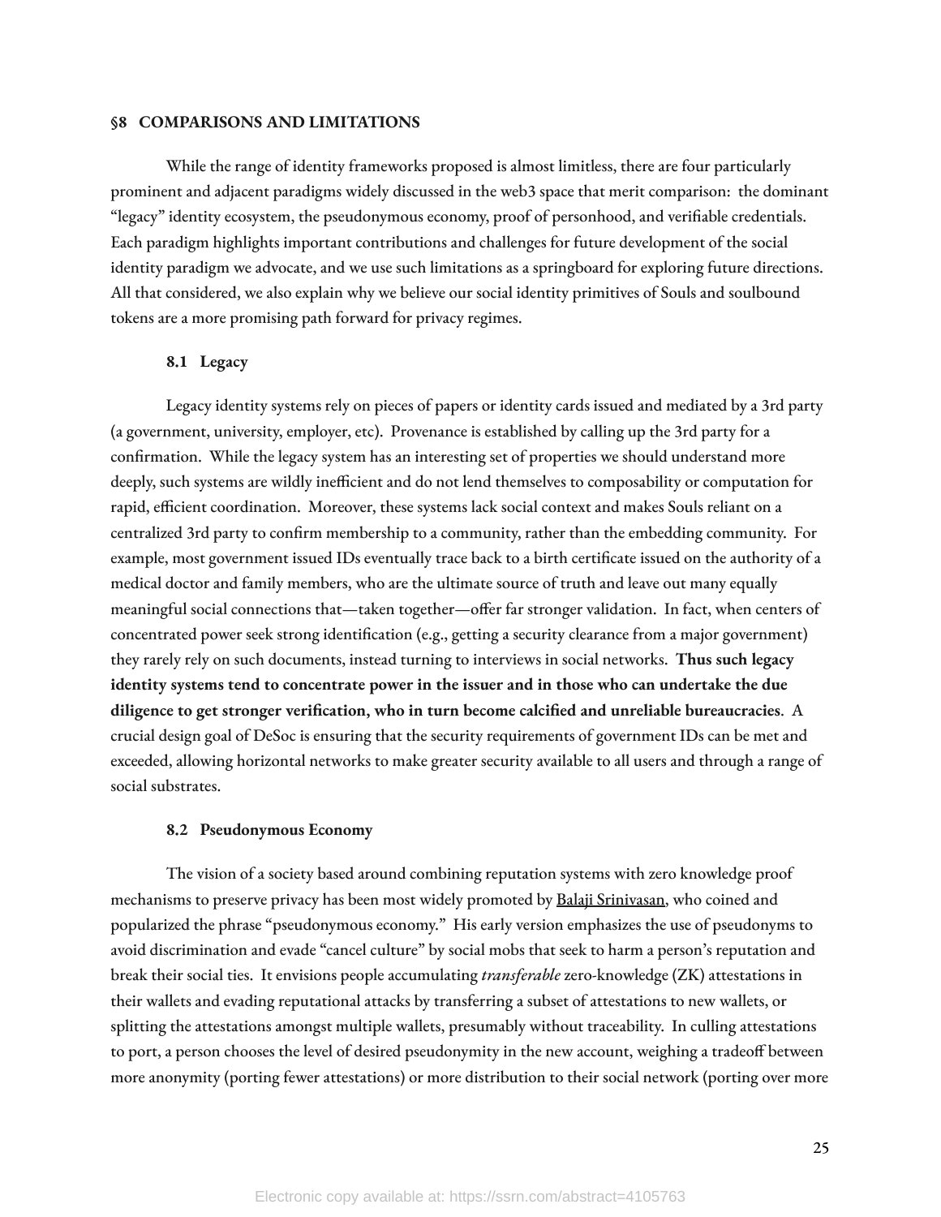## §8 COMPARISONS AND LIMITATIONS

While the range of identity frameworks proposed is almost limitless, there are four particularly prominent and adjacent paradigms widely discussed in the web3 space that merit comparison: the dominant "legacy" identity ecosystem, the pseudonymous economy, proof of personhood, and verifiable credentials. Each paradigm highlights important contributions and challenges for future development of the social identity paradigm we advocate, and we use such limitations as a springboard for exploring future directions. All that considered, we also explain why we believe our social identity primitives of Souls and soulbound tokens are a more promising path forward for privacy regimes.

### 8.1 Legacy

Legacy identity systems rely on pieces of papers or identity cards issued and mediated by a 3rd party (a government, university, employer, etc). Provenance is established by calling up the 3rd party for a confirmation. While the legacy system has an interesting set of properties we should understand more deeply, such systems are wildly inefficient and do not lend themselves to composability or computation for rapid, efficient coordination. Moreover, these systems lack social context and makes Souls reliant on a centralized 3rd party to confirm membership to a community, rather than the embedding community. For example, most government issued IDs eventually trace back to a birth certificate issued on the authority of a medical doctor and family members, who are the ultimate source of truth and leave out many equally meaningful social connections that—taken together—offer far stronger validation. In fact, when centers of concentrated power seek strong identification (e.g., getting a security clearance from a major government) they rarely rely on such documents, instead turning to interviews in social networks. **Thus such legacy identity systems tend to concentrate power in the issuer and in those who can undertake the due diligence to get stronger verification, who in turn become calcified and unreliable bureaucracies**. A crucial design goal of DeSoc is ensuring that the security requirements of government IDs can be met and exceeded, allowing horizontal networks to make greater security available to all users and through a range of social substrates.

### 8.2 Pseudonymous Economy

The vision of a society based around combining reputation systems with zero knowledge proof mechanisms to preserve privacy has been most widely promoted by Balaji Srinivasan, who coined and popularized the phrase "pseudonymous economy." His early version emphasizes the use of pseudonyms to avoid discrimination and evade "cancel culture" by social mobs that seek to harm a person's reputation and break their social ties. It envisions people accumulating *transferable* zero-knowledge (ZK) attestations in their wallets and evading reputational attacks by transferring a subset of attestations to new wallets, or splitting the attestations amongst multiple wallets, presumably without traceability. In culling attestations to port, a person chooses the level of desired pseudonymity in the new account, weighing a tradeoff between more anonymity (porting fewer attestations) or more distribution to their social network (porting over more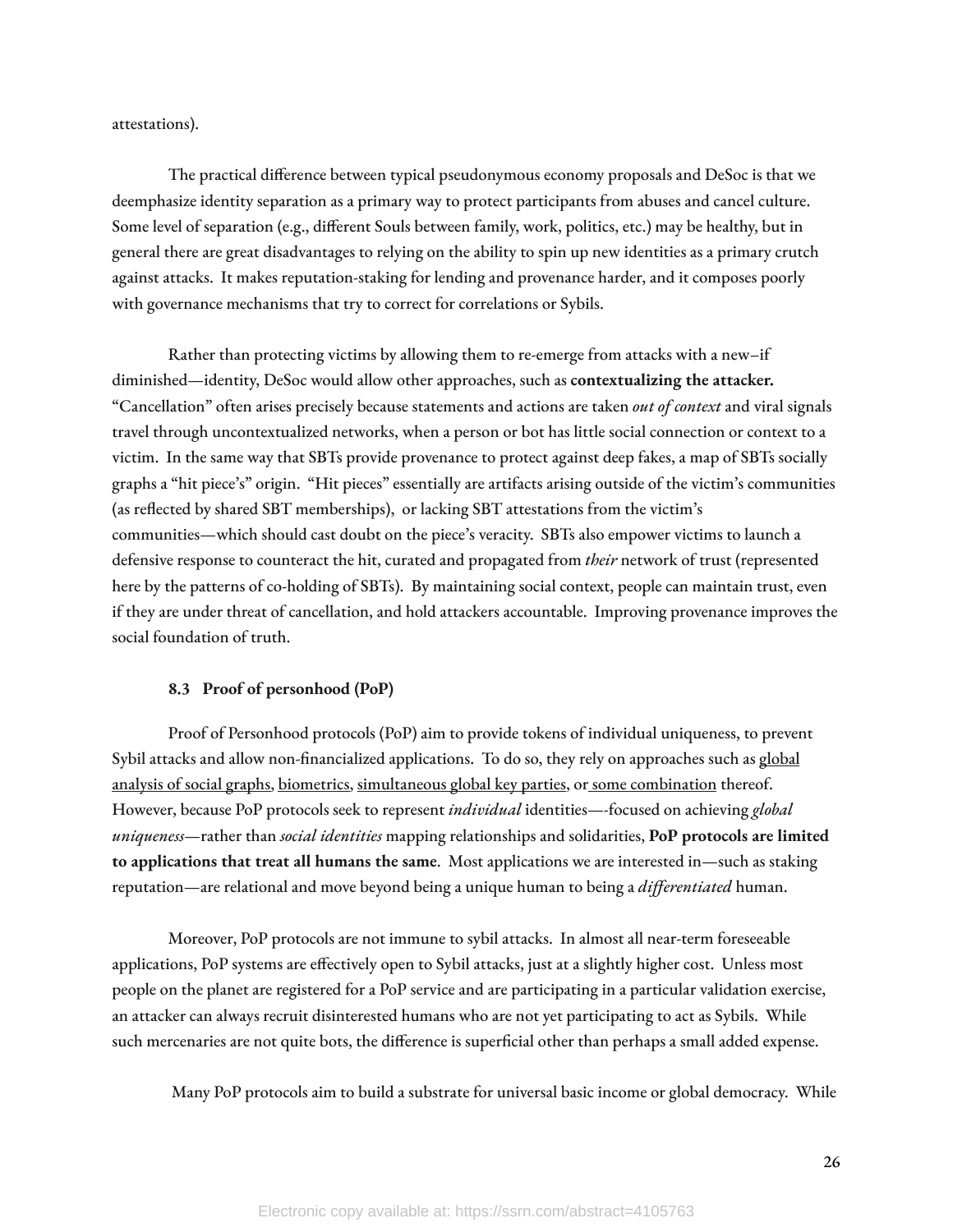attestations).

The practical difference between typical pseudonymous economy proposals and DeSoc is that we deemphasize identity separation as a primary way to protect participants from abuses and cancel culture. Some level of separation (e.g., different Souls between family, work, politics, etc.) may be healthy, but in general there are great disadvantages to relying on the ability to spin up new identities as a primary crutch against attacks. It makes reputation-staking for lending and provenance harder, and it composes poorly with governance mechanisms that try to correct for correlations or Sybils.

Rather than protecting victims by allowing them to re-emerge from attacks with a new–if diminished—identity, DeSoc would allow other approaches, such as **contextualizing the attacker.** "Cancellation" often arises precisely because statements and actions are taken *out of context* and viral signals travel through uncontextualized networks, when a person or bot has little social connection or context to a victim. In the same way that SBTs provide provenance to protect against deep fakes, a map of SBTs socially graphs a "hit piece's" origin. "Hit pieces" essentially are artifacts arising outside of the victim's communities (as reflected by shared SBT memberships), or lacking SBT attestations from the victim's communities—which should cast doubt on the piece's veracity. SBTs also empower victims to launch a defensive response to counteract the hit, curated and propagated from *their* network of trust (represented here by the patterns of co-holding of SBTs). By maintaining social context, people can maintain trust, even if they are under threat of cancellation, and hold attackers accountable. Improving provenance improves the social foundation of truth.

### 8.3 Proof of personhood (PoP)

Proof of Personhood protocols (PoP) aim to provide tokens of individual uniqueness, to prevent Sybil attacks and allow non-financialized applications. To do so, they rely on approaches such as global analysis of social graphs, biometrics, simultaneous global key parties, or some combination thereof. However, because PoP protocols seek to represent *individual* identities—-focused on achieving *global uniqueness*—rather than *social identities* mapping relationships and solidarities, **PoP protocols are limited to applications that treat all humans the same**. Most applications we are interested in—such as staking reputation—are relational and move beyond being a unique human to being a *differentiated* human.

Moreover, PoP protocols are not immune to sybil attacks. In almost all near-term foreseeable applications, PoP systems are effectively open to Sybil attacks, just at a slightly higher cost. Unless most people on the planet are registered for a PoP service and are participating in a particular validation exercise, an attacker can always recruit disinterested humans who are not yet participating to act as Sybils. While such mercenaries are not quite bots, the difference is superficial other than perhaps a small added expense.

Many PoP protocols aim to build a substrate for universal basic income or global democracy. While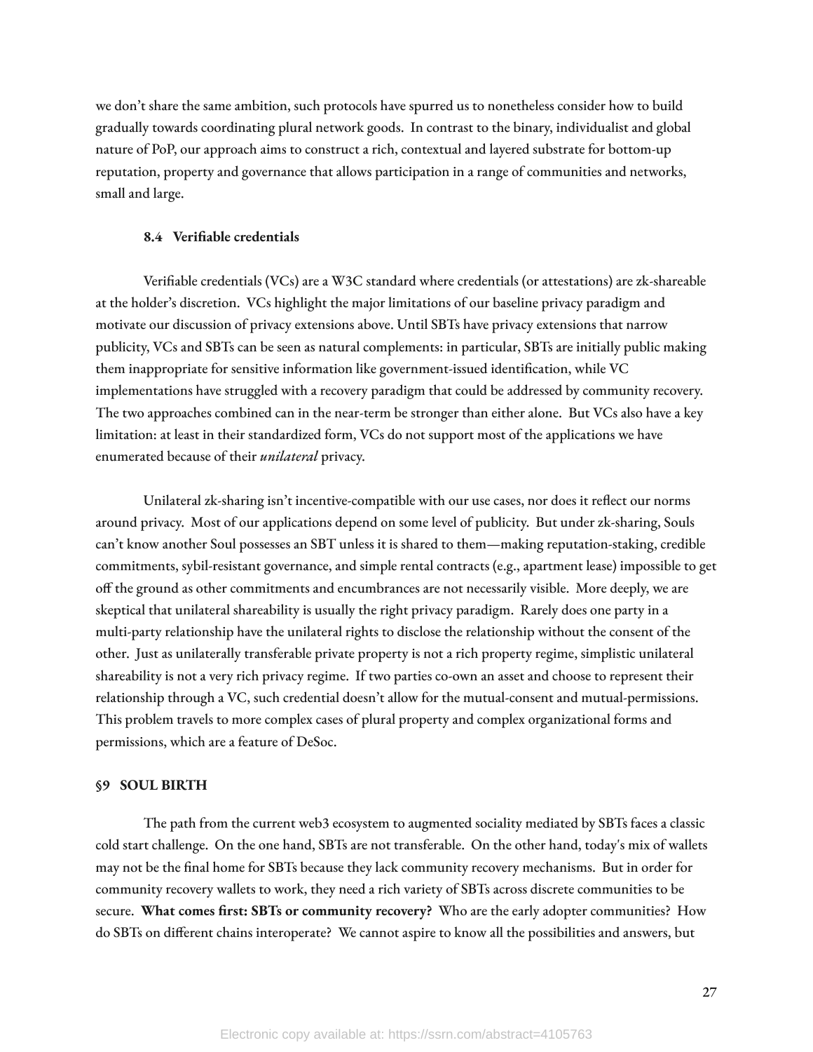we don't share the same ambition, such protocols have spurred us to nonetheless consider how to build gradually towards coordinating plural network goods. In contrast to the binary, individualist and global nature of PoP, our approach aims to construct a rich, contextual and layered substrate for bottom-up reputation, property and governance that allows participation in a range of communities and networks, small and large.

### 8.4 Verifiable credentials

Verifiable credentials (VCs) are a W3C standard where credentials (or attestations) are zk-shareable at the holder's discretion. VCs highlight the major limitations of our baseline privacy paradigm and motivate our discussion of privacy extensions above. Until SBTs have privacy extensions that narrow publicity, VCs and SBTs can be seen as natural complements: in particular, SBTs are initially public making them inappropriate for sensitive information like government-issued identification, while VC implementations have struggled with a recovery paradigm that could be addressed by community recovery. The two approaches combined can in the near-term be stronger than either alone. But VCs also have a key limitation: at least in their standardized form, VCs do not support most of the applications we have enumerated because of their *unilateral* privacy.

Unilateral zk-sharing isn't incentive-compatible with our use cases, nor does it reflect our norms around privacy. Most of our applications depend on some level of publicity. But under zk-sharing, Souls can't know another Soul possesses an SBT unless it is shared to them—making reputation-staking, credible commitments, sybil-resistant governance, and simple rental contracts (e.g., apartment lease) impossible to get off the ground as other commitments and encumbrances are not necessarily visible. More deeply, we are skeptical that unilateral shareability is usually the right privacy paradigm. Rarely does one party in a multi-party relationship have the unilateral rights to disclose the relationship without the consent of the other. Just as unilaterally transferable private property is not a rich property regime, simplistic unilateral shareability is not a very rich privacy regime. If two parties co-own an asset and choose to represent their relationship through a VC, such credential doesn't allow for the mutual-consent and mutual-permissions. This problem travels to more complex cases of plural property and complex organizational forms and permissions, which are a feature of DeSoc.

## §9 SOUL BIRTH

The path from the current web3 ecosystem to augmented sociality mediated by SBTs faces a classic cold start challenge. On the one hand, SBTs are not transferable. On the other hand, today's mix of wallets may not be the final home for SBTs because they lack community recovery mechanisms. But in order for community recovery wallets to work, they need a rich variety of SBTs across discrete communities to be secure. **What comes first: SBTs or community recovery?** Who are the early adopter communities? How do SBTs on different chains interoperate? We cannot aspire to know all the possibilities and answers, but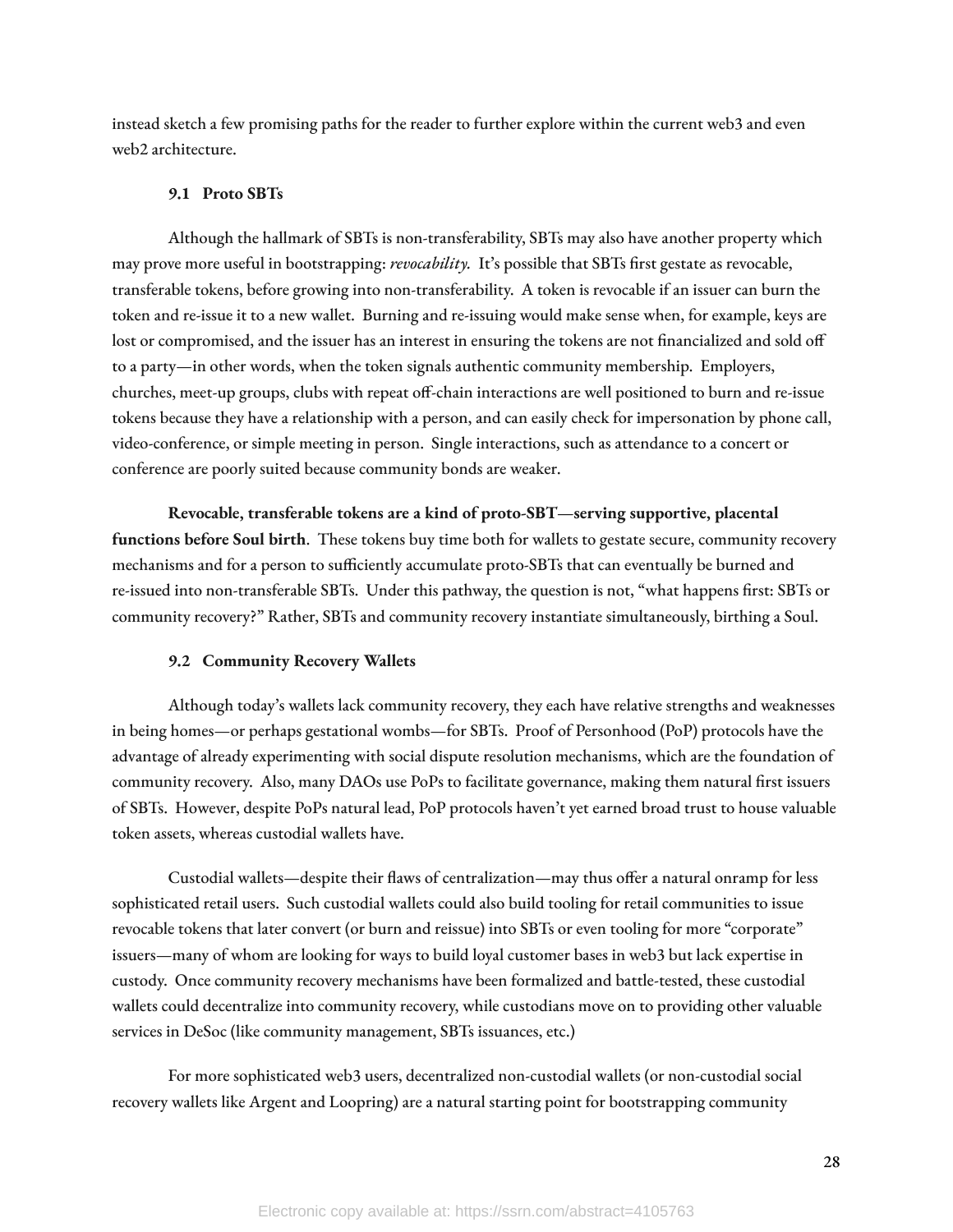instead sketch a few promising paths for the reader to further explore within the current web3 and even web2 architecture.

### 9.1 Proto SBTs

Although the hallmark of SBTs is non-transferability, SBTs may also have another property which may prove more useful in bootstrapping: *revocability*. It's possible that SBTs first gestate as revocable, transferable tokens, before growing into non-transferability. A token is revocable if an issuer can burn the token and re-issue it to a new wallet. Burning and re-issuing would make sense when, for example, keys are lost or compromised, and the issuer has an interest in ensuring the tokens are not financialized and sold off to a party—in other words, when the token signals authentic community membership. Employers, churches, meet-up groups, clubs with repeat off-chain interactions are well positioned to burn and re-issue tokens because they have a relationship with a person, and can easily check for impersonation by phone call, video-conference, or simple meeting in person. Single interactions, such as attendance to a concert or conference are poorly suited because community bonds are weaker.

**Revocable, transferable tokens are a kind of proto-SBT—serving supportive, placental functions before Soul birth**. These tokens buy time both for wallets to gestate secure, community recovery mechanisms and for a person to sufficiently accumulate proto-SBTs that can eventually be burned and re-issued into non-transferable SBTs. Under this pathway, the question is not, "what happens first: SBTs or community recovery?" Rather, SBTs and community recovery instantiate simultaneously, birthing a Soul.

### 9.2 Community Recovery Wallets

Although today's wallets lack community recovery, they each have relative strengths and weaknesses in being homes—or perhaps gestational wombs—for SBTs. Proof of Personhood (PoP) protocols have the advantage of already experimenting with social dispute resolution mechanisms, which are the foundation of community recovery. Also, many DAOs use PoPs to facilitate governance, making them natural first issuers of SBTs. However, despite PoPs natural lead, PoP protocols haven't yet earned broad trust to house valuable token assets, whereas custodial wallets have.

Custodial wallets—despite their flaws of centralization—may thus offer a natural onramp for less sophisticated retail users. Such custodial wallets could also build tooling for retail communities to issue revocable tokens that later convert (or burn and reissue) into SBTs or even tooling for more "corporate" issuers—many of whom are looking for ways to build loyal customer bases in web3 but lack expertise in custody. Once community recovery mechanisms have been formalized and battle-tested, these custodial wallets could decentralize into community recovery, while custodians move on to providing other valuable services in DeSoc (like community management, SBTs issuances, etc.)

For more sophisticated web3 users, decentralized non-custodial wallets (or non-custodial social recovery wallets like Argent and Loopring) are a natural starting point for bootstrapping community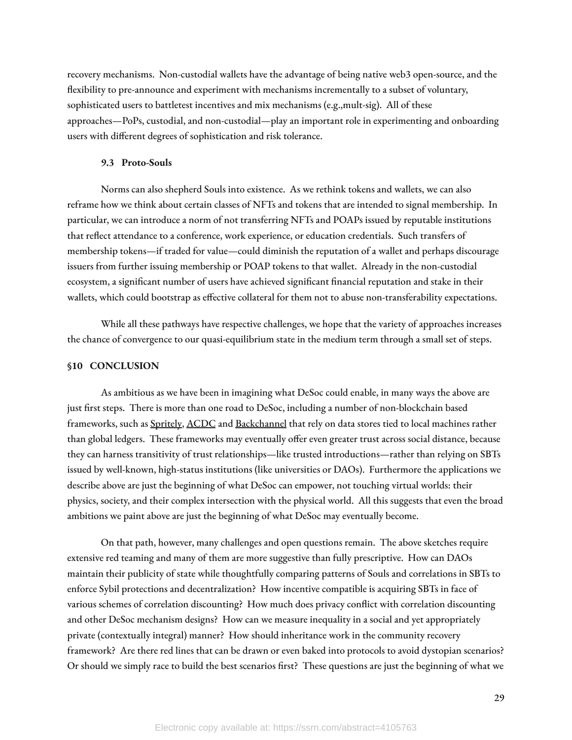recovery mechanisms. Non-custodial wallets have the advantage of being native web3 open-source, and the flexibility to pre-announce and experiment with mechanisms incrementally to a subset of voluntary, sophisticated users to battletest incentives and mix mechanisms (e.g.,mult-sig). All of these approaches—PoPs, custodial, and non-custodial—play an important role in experimenting and onboarding users with different degrees of sophistication and risk tolerance.

### 9.3 Proto-Souls

Norms can also shepherd Souls into existence. As we rethink tokens and wallets, we can also reframe how we think about certain classes of NFTs and tokens that are intended to signal membership. In particular, we can introduce a norm of not transferring NFTs and POAPs issued by reputable institutions that reflect attendance to a conference, work experience, or education credentials. Such transfers of membership tokens—if traded for value—could diminish the reputation of a wallet and perhaps discourage issuers from further issuing membership or POAP tokens to that wallet. Already in the non-custodial ecosystem, a significant number of users have achieved significant financial reputation and stake in their wallets, which could bootstrap as effective collateral for them not to abuse non-transferability expectations.

While all these pathways have respective challenges, we hope that the variety of approaches increases the chance of convergence to our quasi-equilibrium state in the medium term through a small set of steps.

## §10 CONCLUSION

As ambitious as we have been in imagining what DeSoc could enable, in many ways the above are just first steps. There is more than one road to DeSoc, including a number of non-blockchain based frameworks, such as Spritely, ACDC and Backchannel that rely on data stores tied to local machines rather than global ledgers. These frameworks may eventually offer even greater trust across social distance, because they can harness transitivity of trust relationships—like trusted introductions—rather than relying on SBTs issued by well-known, high-status institutions (like universities or DAOs). Furthermore the applications we describe above are just the beginning of what DeSoc can empower, not touching virtual worlds: their physics, society, and their complex intersection with the physical world. All this suggests that even the broad ambitions we paint above are just the beginning of what DeSoc may eventually become.

On that path, however, many challenges and open questions remain. The above sketches require extensive red teaming and many of them are more suggestive than fully prescriptive. How can DAOs maintain their publicity of state while thoughtfully comparing patterns of Souls and correlations in SBTs to enforce Sybil protections and decentralization? How incentive compatible is acquiring SBTs in face of various schemes of correlation discounting? How much does privacy conflict with correlation discounting and other DeSoc mechanism designs? How can we measure inequality in a social and yet appropriately private (contextually integral) manner? How should inheritance work in the community recovery framework? Are there red lines that can be drawn or even baked into protocols to avoid dystopian scenarios? Or should we simply race to build the best scenarios first? These questions are just the beginning of what we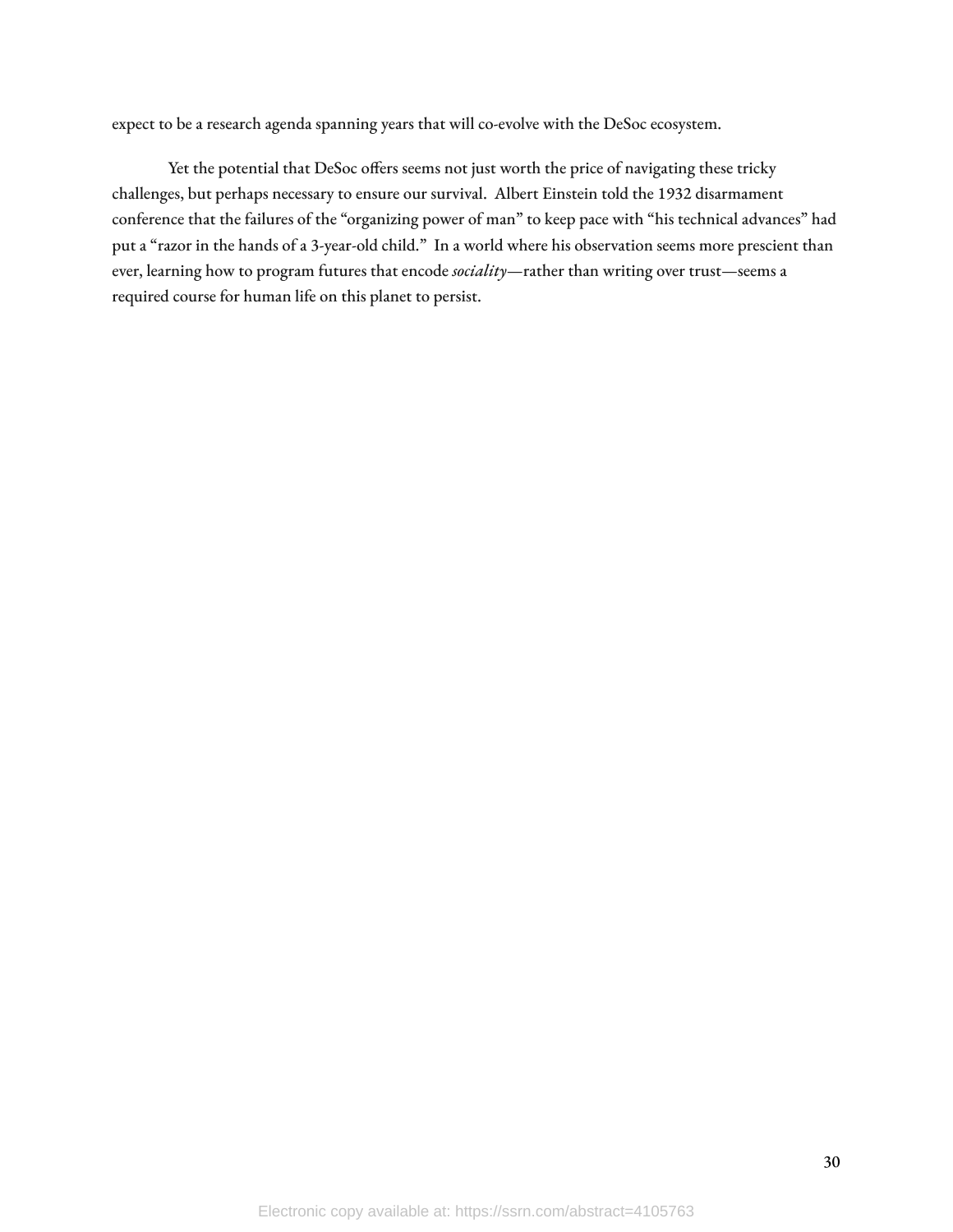expect to be a research agenda spanning years that will co-evolve with the DeSoc ecosystem.

Yet the potential that DeSoc offers seems not just worth the price of navigating these tricky challenges, but perhaps necessary to ensure our survival. Albert Einstein told the 1932 disarmament conference that the failures of the "organizing power of man" to keep pace with "his technical advances" had put a "razor in the hands of a 3-year-old child." In a world where his observation seems more prescient than ever, learning how to program futures that encode *sociality*—rather than writing over trust—seems a required course for human life on this planet to persist.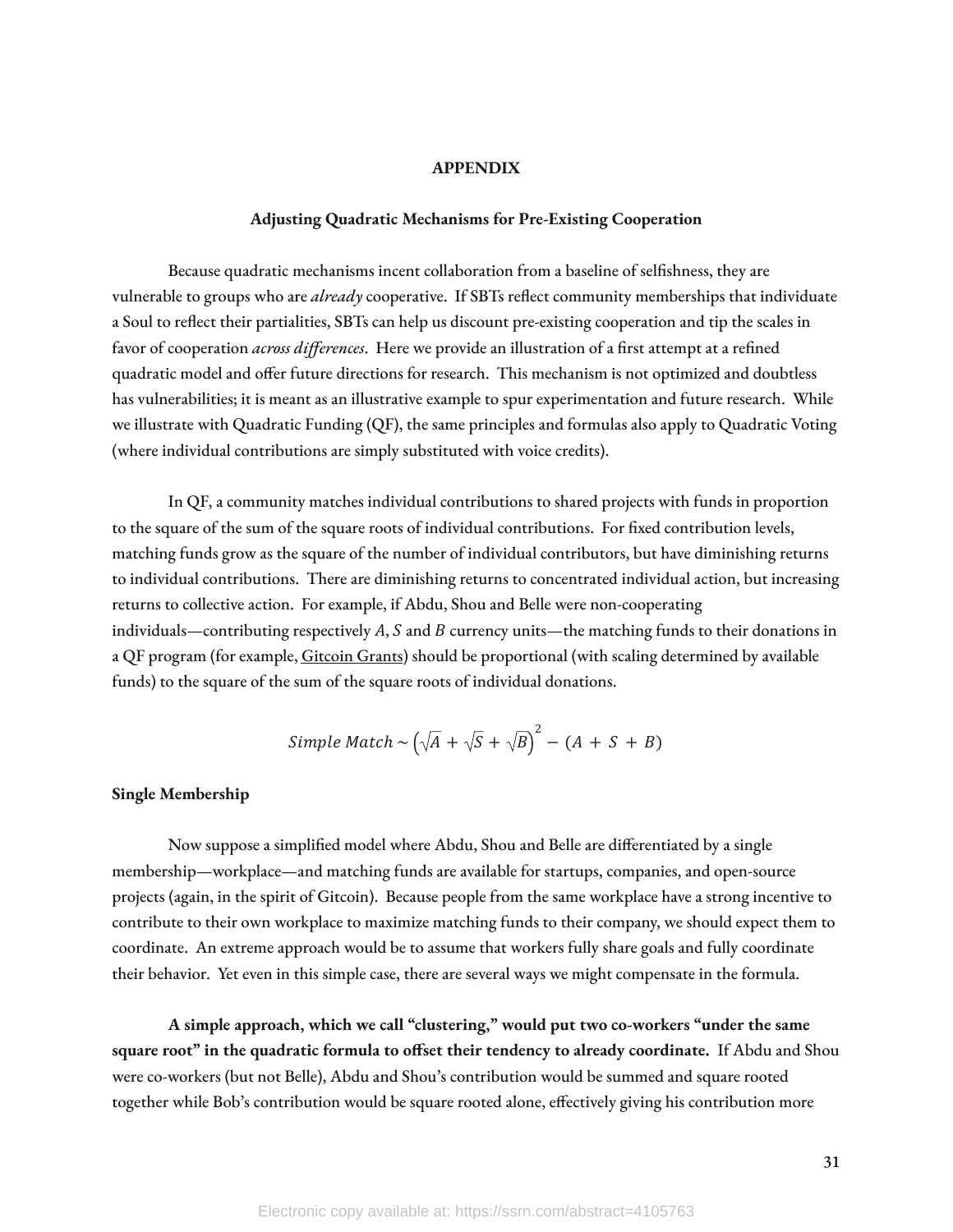## APPENDIX

### Adjusting Quadratic Mechanisms for Pre-Existing Cooperation

Because quadratic mechanisms incent collaboration from a baseline of selfishness, they are vulnerable to groups who are *already* cooperative. If SBTs reflect community memberships that individuate a Soul to reflect their partialities, SBTs can help us discount pre-existing cooperation and tip the scales in favor of cooperation *across differences*. Here we provide an illustration of a first attempt at a refined quadratic model and offer future directions for research. This mechanism is not optimized and doubtless has vulnerabilities; it is meant as an illustrative example to spur experimentation and future research. While we illustrate with Quadratic Funding (QF), the same principles and formulas also apply to Quadratic Voting (where individual contributions are simply substituted with voice credits).

In QF, a community matches individual contributions to shared projects with funds in proportion to the square of the sum of the square roots of individual contributions. For fixed contribution levels, matching funds grow as the square of the number of individual contributors, but have diminishing returns to individual contributions. There are diminishing returns to concentrated individual action, but increasing returns to collective action. For example, if Abdu, Shou and Belle were non-cooperating individuals—contributing respectively $A$, $S$ and $B$ currency units—the matching funds to their donations in a QF program (for example, Gitcoin Grants) should be proportional (with scaling determined by available funds) to the square of the sum of the square roots of individual donations.

$$Simple\ Match \sim \left(\sqrt{A} + \sqrt{S} + \sqrt{B}\right)^2 - (A + S + B)$$

**Single Membership**

Now suppose a simplified model where Abdu, Shou and Belle are differentiated by a single membership—workplace—and matching funds are available for startups, companies, and open-source projects (again, in the spirit of Gitcoin). Because people from the same workplace have a strong incentive to contribute to their own workplace to maximize matching funds to their company, we should expect them to coordinate. An extreme approach would be to assume that workers fully share goals and fully coordinate their behavior. Yet even in this simple case, there are several ways we might compensate in the formula.

**A simple approach, which we call "clustering," would put two co-workers "under the same square root" in the quadratic formula to offset their tendency to already coordinate.** If Abdu and Shou were co-workers (but not Belle), Abdu and Shou's contribution would be summed and square rooted together while Bob's contribution would be square rooted alone, effectively giving his contribution more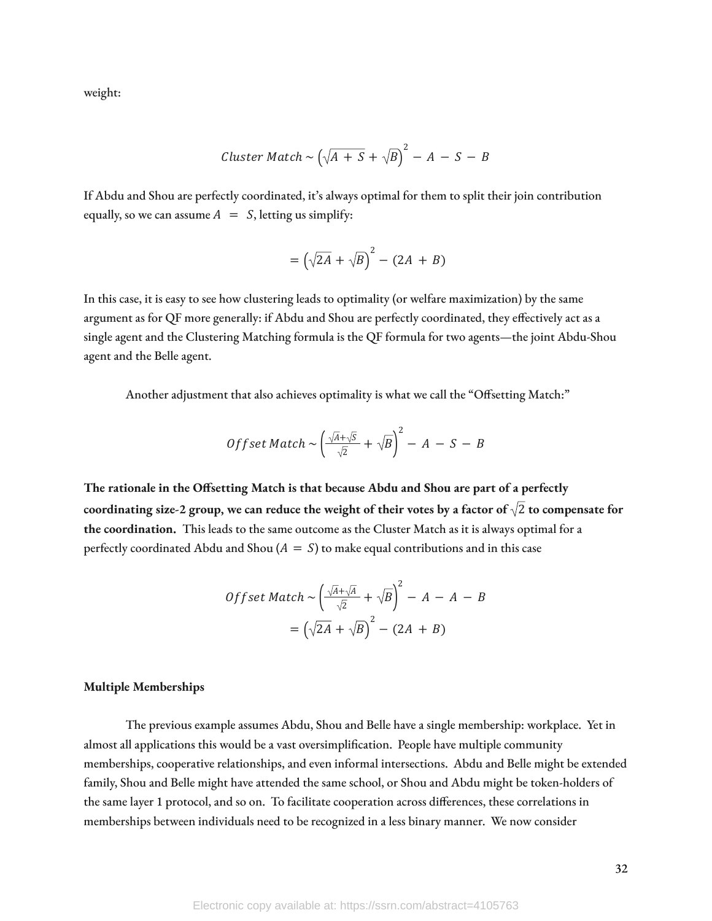weight:

$$Cluster\ Match \sim \left(\sqrt{A + S} + \sqrt{B}\right)^2 - A - S - B$$

If Abdu and Shou are perfectly coordinated, it's always optimal for them to split their join contribution equally, so we can assume $A = S$, letting us simplify:

$$= \left(\sqrt{2A} + \sqrt{B}\right)^2 - (2A + B)$$

In this case, it is easy to see how clustering leads to optimality (or welfare maximization) by the same argument as for QF more generally: if Abdu and Shou are perfectly coordinated, they effectively act as a single agent and the Clustering Matching formula is the QF formula for two agents—the joint Abdu-Shou agent and the Belle agent.

Another adjustment that also achieves optimality is what we call the "Offsetting Match:"

$$Offset\ Match \sim \left(\frac{\sqrt{A}+\sqrt{S}}{\sqrt{2}} + \sqrt{B}\right)^2 - A - S - B$$

**The rationale in the Offsetting Match is that because Abdu and Shou are part of a perfectly coordinating size-2 group, we can reduce the weight of their votes by a factor of $\sqrt{2}$ to compensate for the coordination.** This leads to the same outcome as the Cluster Match as it is always optimal for a perfectly coordinated Abdu and Shou ($A = S$) to make equal contributions and in this case

$$Offset\ Match \sim \left(\frac{\sqrt{A}+\sqrt{A}}{\sqrt{2}} + \sqrt{B}\right)^2 - A - A - B$$

$$= \left(\sqrt{2A} + \sqrt{B}\right)^2 - (2A + B)$$

**Multiple Memberships**

The previous example assumes Abdu, Shou and Belle have a single membership: workplace. Yet in almost all applications this would be a vast oversimplification. People have multiple community memberships, cooperative relationships, and even informal intersections. Abdu and Belle might be extended family, Shou and Belle might have attended the same school, or Shou and Abdu might be token-holders of the same layer 1 protocol, and so on. To facilitate cooperation across differences, these correlations in memberships between individuals need to be recognized in a less binary manner. We now consider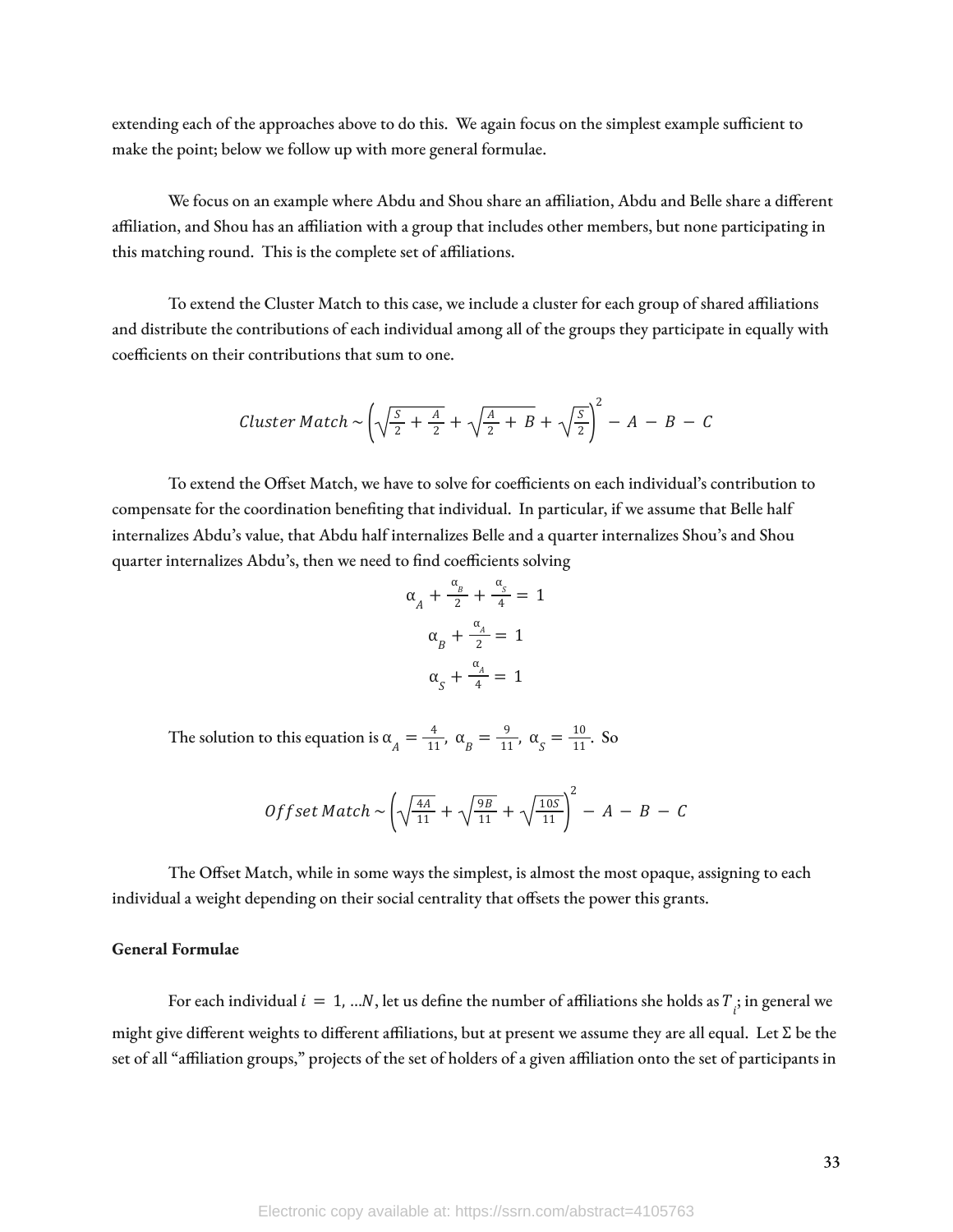extending each of the approaches above to do this. We again focus on the simplest example sufficient to make the point; below we follow up with more general formulae.

We focus on an example where Abdu and Shou share an affiliation, Abdu and Belle share a different affiliation, and Shou has an affiliation with a group that includes other members, but none participating in this matching round. This is the complete set of affiliations.

To extend the Cluster Match to this case, we include a cluster for each group of shared affiliations and distribute the contributions of each individual among all of the groups they participate in equally with coefficients on their contributions that sum to one.

$$Cluster\ Match \sim \left(\sqrt{\frac{S}{2} + \frac{A}{2}} + \sqrt{\frac{A}{2} + B} + \sqrt{\frac{S}{2}}\right)^2 - A - B - C$$

To extend the Offset Match, we have to solve for coefficients on each individual's contribution to compensate for the coordination benefiting that individual. In particular, if we assume that Belle half internalizes Abdu's value, that Abdu half internalizes Belle and a quarter internalizes Shou's and Shou quarter internalizes Abdu's, then we need to find coefficients solving

$$\alpha_A + \frac{\alpha_B}{2} + \frac{\alpha_S}{4} = 1$$

$$\alpha_B + \frac{\alpha_A}{2} = 1$$

$$\alpha_S + \frac{\alpha_A}{4} = 1$$

The solution to this equation is $\alpha_A = \frac{4}{11},\ \alpha_B = \frac{9}{11},\ \alpha_S = \frac{10}{11}$. So

$$Offset\ Match \sim \left(\sqrt{\frac{4A}{11}} + \sqrt{\frac{9B}{11}} + \sqrt{\frac{10S}{11}}\right)^2 - A - B - C$$

The Offset Match, while in some ways the simplest, is almost the most opaque, assigning to each individual a weight depending on their social centrality that offsets the power this grants.

**General Formulae**

For each individual $i = 1, \ldots N$, let us define the number of affiliations she holds as $T_i$; in general we might give different weights to different affiliations, but at present we assume they are all equal. Let $\Sigma$ be the set of all "affiliation groups," projects of the set of holders of a given affiliation onto the set of participants in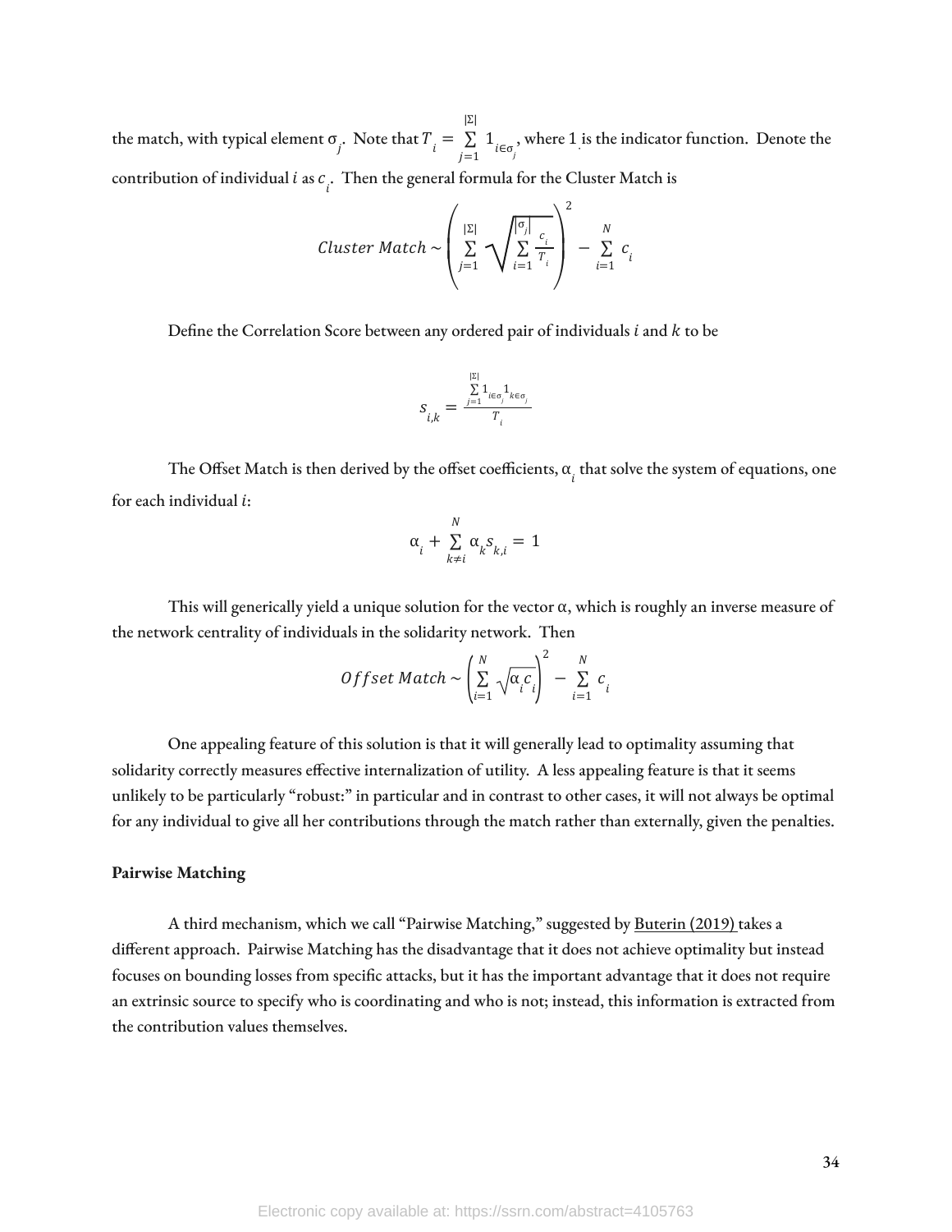the match, with typical element $\sigma_j$. Note that $T_i = \sum_{j=1}^{|\Sigma|} 1_{i \in \sigma_j}$, where 1 is the indicator function. Denote the contribution of individual $i$ as $c_i$. Then the general formula for the Cluster Match is

$$Cluster\ Match \sim \left( \sum_{j=1}^{|\Sigma|} \sqrt{\sum_{i=1}^{|\sigma_j|} \frac{c_i}{T_i}} \right)^2 - \sum_{i=1}^{N} c_i$$

Define the Correlation Score between any ordered pair of individuals $i$ and $k$ to be

$$s_{i,k} = \frac{\sum_{j=1}^{|\Sigma|} 1_{i \in \sigma_j} 1_{k \in \sigma_j}}{T_i}$$

The Offset Match is then derived by the offset coefficients, $\alpha_i$ that solve the system of equations, one for each individual $i$:

$$\alpha_i + \sum_{k \neq i}^{N} \alpha_k s_{k,i} = 1$$

This will generically yield a unique solution for the vector $\alpha$, which is roughly an inverse measure of the network centrality of individuals in the solidarity network. Then

$$Offset\ Match \sim \left( \sum_{i=1}^{N} \sqrt{\alpha_i c_i} \right)^2 - \sum_{i=1}^{N} c_i$$

One appealing feature of this solution is that it will generally lead to optimality assuming that solidarity correctly measures effective internalization of utility. A less appealing feature is that it seems unlikely to be particularly "robust:" in particular and in contrast to other cases, it will not always be optimal for any individual to give all her contributions through the match rather than externally, given the penalties.

**Pairwise Matching**

A third mechanism, which we call "Pairwise Matching," suggested by Buterin (2019) takes a different approach. Pairwise Matching has the disadvantage that it does not achieve optimality but instead focuses on bounding losses from specific attacks, but it has the important advantage that it does not require an extrinsic source to specify who is coordinating and who is not; instead, this information is extracted from the contribution values themselves.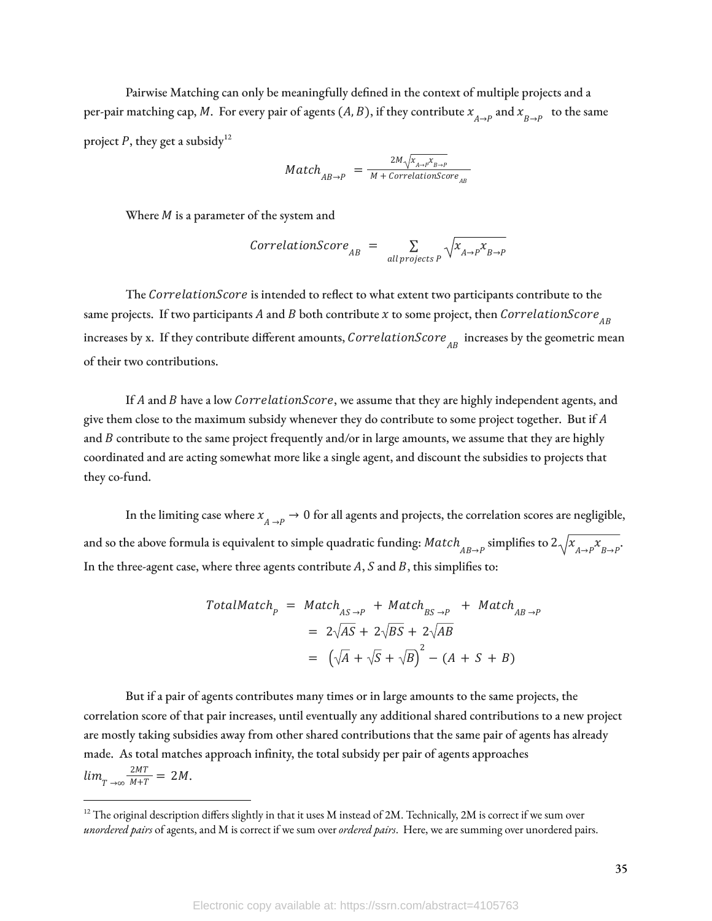Pairwise Matching can only be meaningfully defined in the context of multiple projects and a per-pair matching cap, $M$. For every pair of agents $(A, B)$, if they contribute $x_{A \to P}$ and $x_{B \to P}$ to the same project $P$, they get a subsidy[12]

$$Match_{AB \to P} = \frac{2M\sqrt{x_{A \to P} x_{B \to P}}}{M + CorrelationScore_{AB}}$$

Where $M$ is a parameter of the system and

$$CorrelationScore_{AB} = \sum_{all\ projects\ P} \sqrt{x_{A \to P} x_{B \to P}}$$

The $CorrelationScore$ is intended to reflect to what extent two participants contribute to the same projects. If two participants $A$ and $B$ both contribute $x$ to some project, then $CorrelationScore_{AB}$ increases by x. If they contribute different amounts, $CorrelationScore_{AB}$ increases by the geometric mean of their two contributions.

If $A$ and $B$ have a low $CorrelationScore$, we assume that they are highly independent agents, and give them close to the maximum subsidy whenever they do contribute to some project together. But if $A$ and $B$ contribute to the same project frequently and/or in large amounts, we assume that they are highly coordinated and are acting somewhat more like a single agent, and discount the subsidies to projects that they co-fund.

In the limiting case where $x_{A \to P} \to 0$ for all agents and projects, the correlation scores are negligible, and so the above formula is equivalent to simple quadratic funding: $Match_{AB \to P}$ simplifies to $2\sqrt{x_{A \to P} x_{B \to P}}$. In the three-agent case, where three agents contribute $A$, $S$ and $B$, this simplifies to:

$$\begin{aligned} TotalMatch_P &= Match_{AS \to P} + Match_{BS \to P} + Match_{AB \to P} \\ &= 2\sqrt{AS} + 2\sqrt{BS} + 2\sqrt{AB} \\ &= \left(\sqrt{A} + \sqrt{S} + \sqrt{B}\right)^2 - (A + S + B) \end{aligned}$$

But if a pair of agents contributes many times or in large amounts to the same projects, the correlation score of that pair increases, until eventually any additional shared contributions to a new project are mostly taking subsidies away from other shared contributions that the same pair of agents has already made. As total matches approach infinity, the total subsidy per pair of agents approaches $lim_{T \to \infty} \frac{2MT}{M+T} = 2M$.

[12] The original description differs slightly in that it uses M instead of 2M. Technically, 2M is correct if we sum over *unordered pairs* of agents, and M is correct if we sum over *ordered pairs*. Here, we are summing over unordered pairs.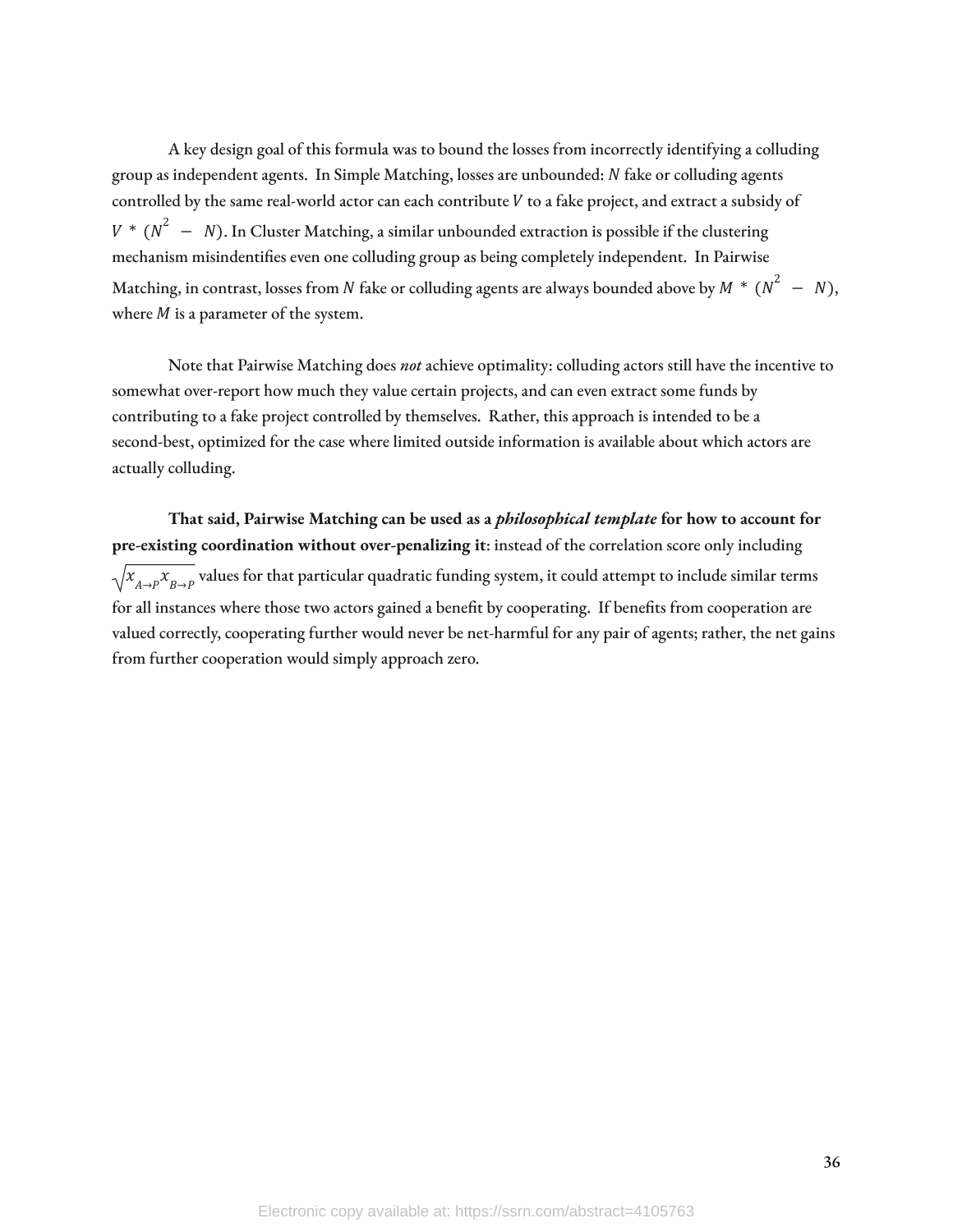A key design goal of this formula was to bound the losses from incorrectly identifying a colluding group as independent agents. In Simple Matching, losses are unbounded: $N$ fake or colluding agents controlled by the same real-world actor can each contribute $V$ to a fake project, and extract a subsidy of $V * (N^2 - N)$. In Cluster Matching, a similar unbounded extraction is possible if the clustering mechanism misindentifies even one colluding group as being completely independent. In Pairwise Matching, in contrast, losses from $N$ fake or colluding agents are always bounded above by $M * (N^2 - N)$, where $M$ is a parameter of the system.

Note that Pairwise Matching does *not* achieve optimality: colluding actors still have the incentive to somewhat over-report how much they value certain projects, and can even extract some funds by contributing to a fake project controlled by themselves. Rather, this approach is intended to be a second-best, optimized for the case where limited outside information is available about which actors are actually colluding.

**That said, Pairwise Matching can be used as a *philosophical template* for how to account for pre-existing coordination without over-penalizing it**: instead of the correlation score only including $\sqrt{x_{A \to P} x_{B \to P}}$ values for that particular quadratic funding system, it could attempt to include similar terms for all instances where those two actors gained a benefit by cooperating. If benefits from cooperation are valued correctly, cooperating further would never be net-harmful for any pair of agents; rather, the net gains from further cooperation would simply approach zero.